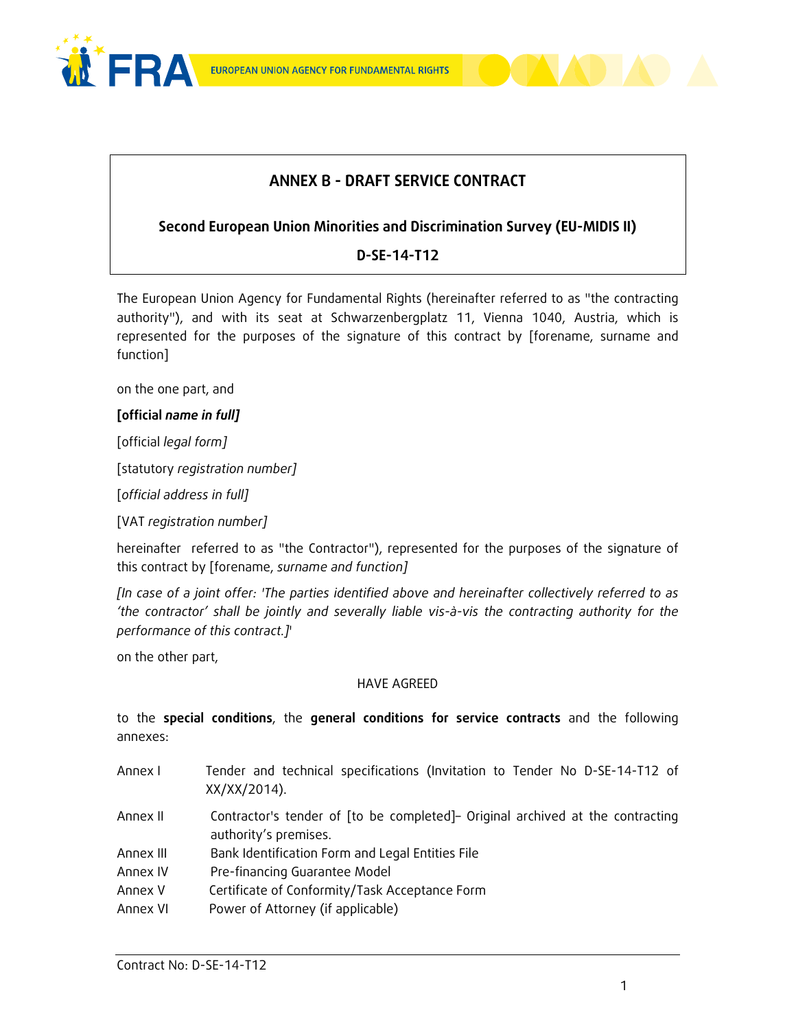# ANNEX B - DRAFT SERVICE CONTRACT

## Second European Union Minorities and Discrimination Survey (EU-MIDIS II)

## D-SE-14-T12

The European Union Agency for Fundamental Rights (hereinafter referred to as "the contracting authority"), and with its seat at Schwarzenbergplatz 11, Vienna 1040, Austria, which is represented for the purposes of the signature of this contract by [forename, surname and function]

on the one part, and

**[official *name in full]***

[official *legal form]*

[statutory *registration number]*

[*official address in full]*

[VAT *registration number]*

hereinafter referred to as "the Contractor"), represented for the purposes of the signature of this contract by [forename, *surname and function]*

*[In case of a joint offer: 'The parties identified above and hereinafter collectively referred to as 'the contractor' shall be jointly and severally liable vis-à-vis the contracting authority for the performance of this contract.]*'

on the other part,

HAVE AGREED

to the **special conditions**, the **general conditions for service contracts** and the following annexes:

| | |
|---|---|
| Annex I | Tender and technical specifications (Invitation to Tender No D-SE-14-T12 of XX/XX/2014). |
| Annex II | Contractor's tender of [to be completed]– Original archived at the contracting authority's premises. |
| Annex III | Bank Identification Form and Legal Entities File |
| Annex IV | Pre-financing Guarantee Model |
| Annex V | Certificate of Conformity/Task Acceptance Form |
| Annex VI | Power of Attorney (if applicable) |

Contract No: D-SE-14-T12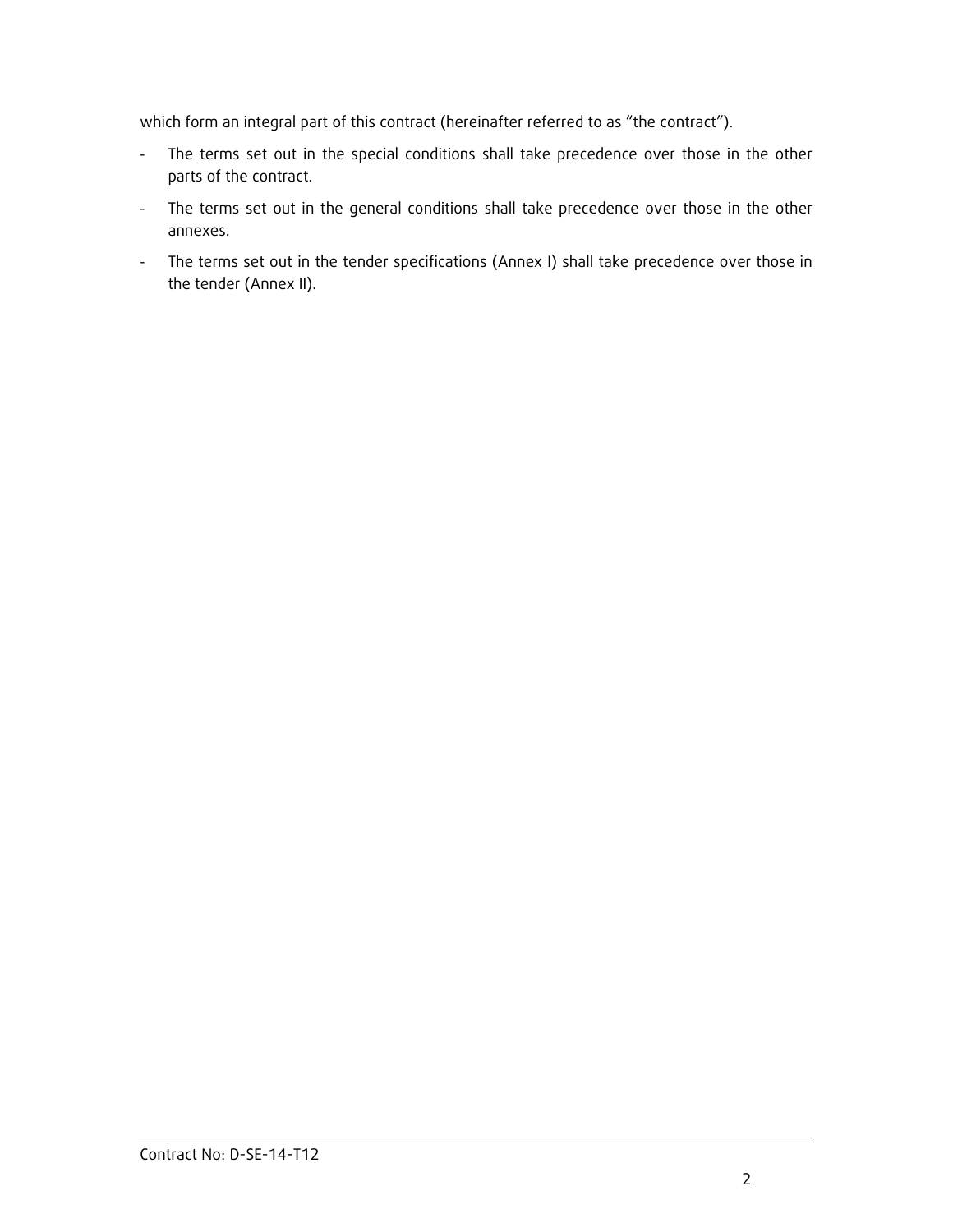which form an integral part of this contract (hereinafter referred to as "the contract").

- The terms set out in the special conditions shall take precedence over those in the other parts of the contract.
- The terms set out in the general conditions shall take precedence over those in the other annexes.
- The terms set out in the tender specifications (Annex I) shall take precedence over those in the tender (Annex II).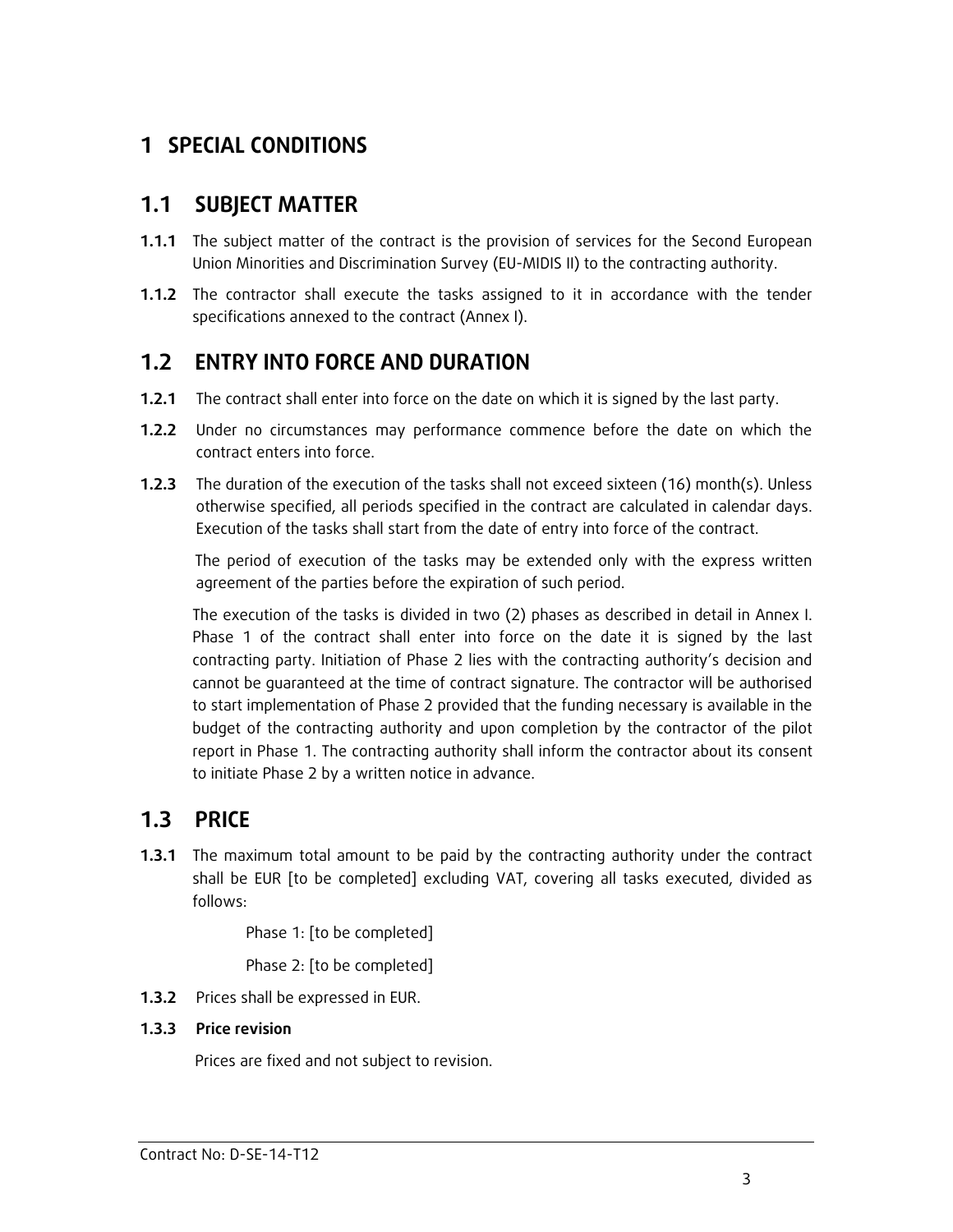# 1 SPECIAL CONDITIONS

## 1.1 SUBJECT MATTER

**1.1.1** The subject matter of the contract is the provision of services for the Second European Union Minorities and Discrimination Survey (EU-MIDIS II) to the contracting authority.

**1.1.2** The contractor shall execute the tasks assigned to it in accordance with the tender specifications annexed to the contract (Annex I).

## 1.2 ENTRY INTO FORCE AND DURATION

**1.2.1** The contract shall enter into force on the date on which it is signed by the last party.

**1.2.2** Under no circumstances may performance commence before the date on which the contract enters into force.

**1.2.3** The duration of the execution of the tasks shall not exceed sixteen (16) month(s). Unless otherwise specified, all periods specified in the contract are calculated in calendar days. Execution of the tasks shall start from the date of entry into force of the contract.

The period of execution of the tasks may be extended only with the express written agreement of the parties before the expiration of such period.

The execution of the tasks is divided in two (2) phases as described in detail in Annex I. Phase 1 of the contract shall enter into force on the date it is signed by the last contracting party. Initiation of Phase 2 lies with the contracting authority's decision and cannot be guaranteed at the time of contract signature. The contractor will be authorised to start implementation of Phase 2 provided that the funding necessary is available in the budget of the contracting authority and upon completion by the contractor of the pilot report in Phase 1. The contracting authority shall inform the contractor about its consent to initiate Phase 2 by a written notice in advance.

## 1.3 PRICE

**1.3.1** The maximum total amount to be paid by the contracting authority under the contract shall be EUR [to be completed] excluding VAT, covering all tasks executed, divided as follows:

Phase 1: [to be completed]

Phase 2: [to be completed]

**1.3.2** Prices shall be expressed in EUR.

**1.3.3 Price revision**

Prices are fixed and not subject to revision.

Contract No: D-SE-14-T12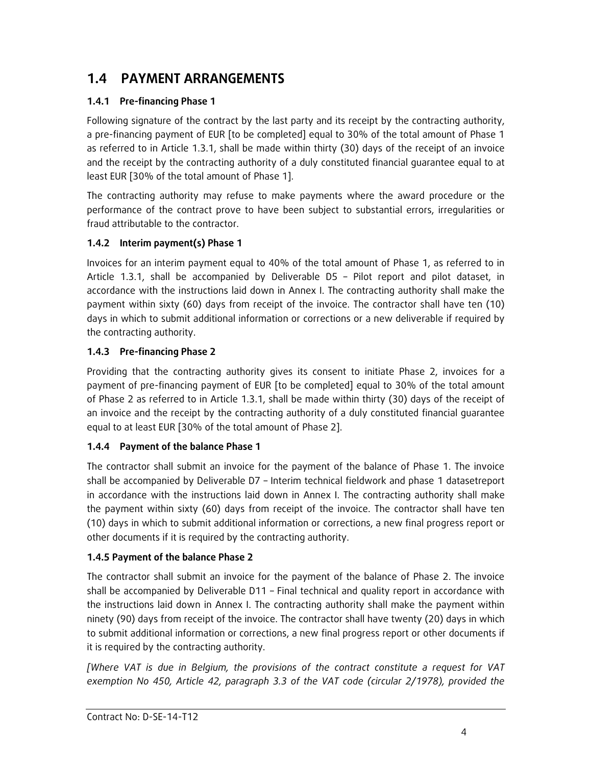## 1.4 PAYMENT ARRANGEMENTS

### 1.4.1 Pre-financing Phase 1

Following signature of the contract by the last party and its receipt by the contracting authority, a pre-financing payment of EUR [to be completed] equal to 30% of the total amount of Phase 1 as referred to in Article 1.3.1, shall be made within thirty (30) days of the receipt of an invoice and the receipt by the contracting authority of a duly constituted financial guarantee equal to at least EUR [30% of the total amount of Phase 1].

The contracting authority may refuse to make payments where the award procedure or the performance of the contract prove to have been subject to substantial errors, irregularities or fraud attributable to the contractor.

### 1.4.2 Interim payment(s) Phase 1

Invoices for an interim payment equal to 40% of the total amount of Phase 1, as referred to in Article 1.3.1, shall be accompanied by Deliverable D5 – Pilot report and pilot dataset, in accordance with the instructions laid down in Annex I. The contracting authority shall make the payment within sixty (60) days from receipt of the invoice. The contractor shall have ten (10) days in which to submit additional information or corrections or a new deliverable if required by the contracting authority.

### 1.4.3 Pre-financing Phase 2

Providing that the contracting authority gives its consent to initiate Phase 2, invoices for a payment of pre-financing payment of EUR [to be completed] equal to 30% of the total amount of Phase 2 as referred to in Article 1.3.1, shall be made within thirty (30) days of the receipt of an invoice and the receipt by the contracting authority of a duly constituted financial guarantee equal to at least EUR [30% of the total amount of Phase 2].

### 1.4.4 Payment of the balance Phase 1

The contractor shall submit an invoice for the payment of the balance of Phase 1. The invoice shall be accompanied by Deliverable D7 – Interim technical fieldwork and phase 1 datasetreport in accordance with the instructions laid down in Annex I. The contracting authority shall make the payment within sixty (60) days from receipt of the invoice. The contractor shall have ten (10) days in which to submit additional information or corrections, a new final progress report or other documents if it is required by the contracting authority.

### 1.4.5 Payment of the balance Phase 2

The contractor shall submit an invoice for the payment of the balance of Phase 2. The invoice shall be accompanied by Deliverable D11 – Final technical and quality report in accordance with the instructions laid down in Annex I. The contracting authority shall make the payment within ninety (90) days from receipt of the invoice. The contractor shall have twenty (20) days in which to submit additional information or corrections, a new final progress report or other documents if it is required by the contracting authority.

*[Where VAT is due in Belgium, the provisions of the contract constitute a request for VAT exemption No 450, Article 42, paragraph 3.3 of the VAT code (circular 2/1978), provided the*

Contract No: D-SE-14-T12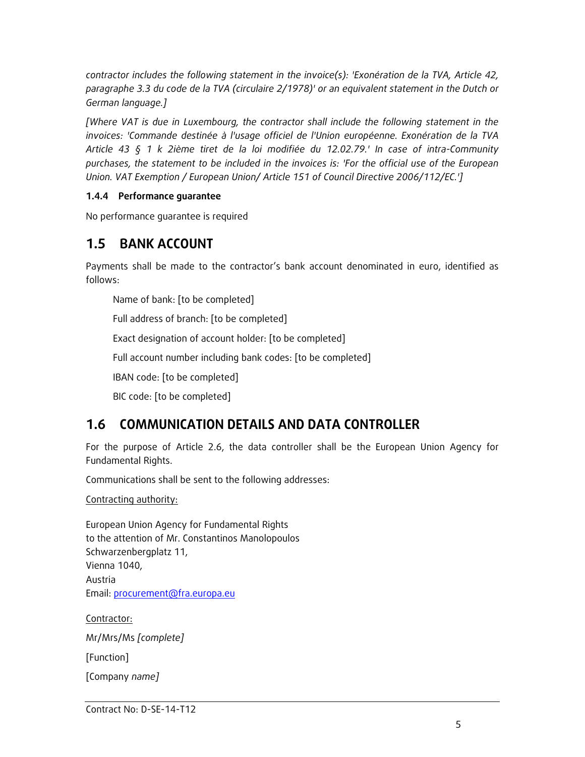*contractor includes the following statement in the invoice(s): 'Exonération de la TVA, Article 42, paragraphe 3.3 du code de la TVA (circulaire 2/1978)' or an equivalent statement in the Dutch or German language.]*

*[Where VAT is due in Luxembourg, the contractor shall include the following statement in the invoices: 'Commande destinée à l'usage officiel de l'Union européenne. Exonération de la TVA Article 43 § 1 k 2ième tiret de la loi modifiée du 12.02.79.' In case of intra-Community purchases, the statement to be included in the invoices is: 'For the official use of the European Union. VAT Exemption / European Union/ Article 151 of Council Directive 2006/112/EC.']*

### 1.4.4 Performance guarantee

No performance guarantee is required

## 1.5 BANK ACCOUNT

Payments shall be made to the contractor's bank account denominated in euro, identified as follows:

Name of bank: [to be completed]

Full address of branch: [to be completed]

Exact designation of account holder: [to be completed]

Full account number including bank codes: [to be completed]

IBAN code: [to be completed]

BIC code: [to be completed]

## 1.6 COMMUNICATION DETAILS AND DATA CONTROLLER

For the purpose of Article 2.6, the data controller shall be the European Union Agency for Fundamental Rights.

Communications shall be sent to the following addresses:

Contracting authority:

European Union Agency for Fundamental Rights
to the attention of Mr. Constantinos Manolopoulos
Schwarzenbergplatz 11,
Vienna 1040,
Austria
Email: procurement@fra.europa.eu

Contractor:

Mr/Mrs/Ms *[complete]*

[Function]

[Company *name]*

Contract No: D-SE-14-T12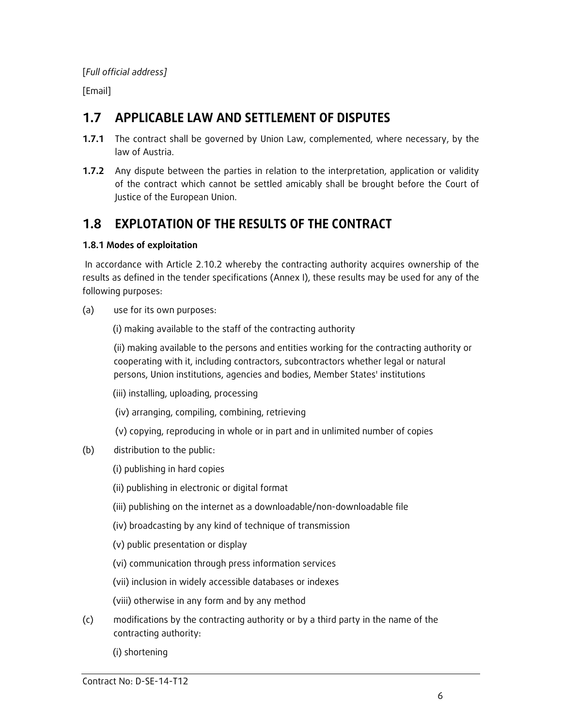[*Full official address]*

[Email]

## 1.7 APPLICABLE LAW AND SETTLEMENT OF DISPUTES

**1.7.1** The contract shall be governed by Union Law, complemented, where necessary, by the law of Austria.

**1.7.2** Any dispute between the parties in relation to the interpretation, application or validity of the contract which cannot be settled amicably shall be brought before the Court of Justice of the European Union.

## 1.8 EXPLOTATION OF THE RESULTS OF THE CONTRACT

**1.8.1 Modes of exploitation**

In accordance with Article 2.10.2 whereby the contracting authority acquires ownership of the results as defined in the tender specifications (Annex I), these results may be used for any of the following purposes:

(a) use for its own purposes:

(i) making available to the staff of the contracting authority

(ii) making available to the persons and entities working for the contracting authority or cooperating with it, including contractors, subcontractors whether legal or natural persons, Union institutions, agencies and bodies, Member States' institutions

(iii) installing, uploading, processing

(iv) arranging, compiling, combining, retrieving

(v) copying, reproducing in whole or in part and in unlimited number of copies

(b) distribution to the public:

(i) publishing in hard copies

(ii) publishing in electronic or digital format

(iii) publishing on the internet as a downloadable/non-downloadable file

(iv) broadcasting by any kind of technique of transmission

(v) public presentation or display

(vi) communication through press information services

(vii) inclusion in widely accessible databases or indexes

(viii) otherwise in any form and by any method

(c) modifications by the contracting authority or by a third party in the name of the contracting authority:

(i) shortening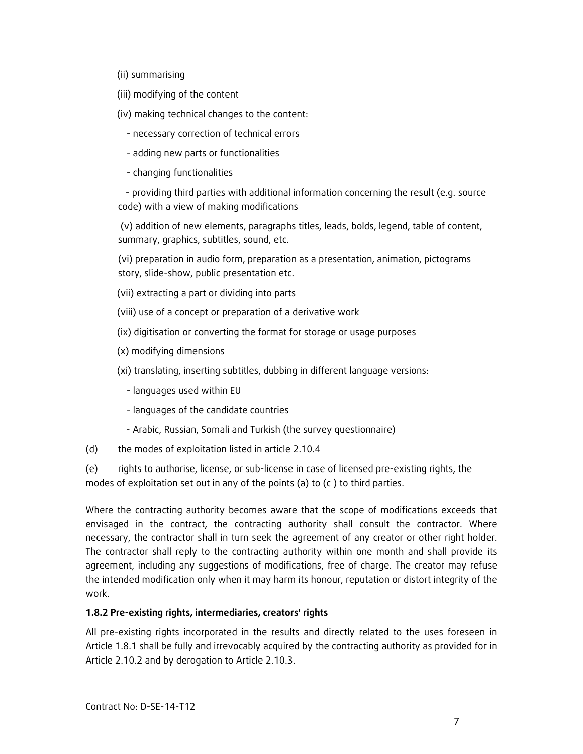(ii) summarising

(iii) modifying of the content

(iv) making technical changes to the content:

- necessary correction of technical errors
- adding new parts or functionalities
- changing functionalities
- providing third parties with additional information concerning the result (e.g. source code) with a view of making modifications

(v) addition of new elements, paragraphs titles, leads, bolds, legend, table of content, summary, graphics, subtitles, sound, etc.

(vi) preparation in audio form, preparation as a presentation, animation, pictograms story, slide-show, public presentation etc.

(vii) extracting a part or dividing into parts

(viii) use of a concept or preparation of a derivative work

(ix) digitisation or converting the format for storage or usage purposes

(x) modifying dimensions

(xi) translating, inserting subtitles, dubbing in different language versions:

- languages used within EU
- languages of the candidate countries
- Arabic, Russian, Somali and Turkish (the survey questionnaire)

(d) the modes of exploitation listed in article 2.10.4

(e) rights to authorise, license, or sub-license in case of licensed pre-existing rights, the modes of exploitation set out in any of the points (a) to (c ) to third parties.

Where the contracting authority becomes aware that the scope of modifications exceeds that envisaged in the contract, the contracting authority shall consult the contractor. Where necessary, the contractor shall in turn seek the agreement of any creator or other right holder. The contractor shall reply to the contracting authority within one month and shall provide its agreement, including any suggestions of modifications, free of charge. The creator may refuse the intended modification only when it may harm its honour, reputation or distort integrity of the work.

### 1.8.2 Pre-existing rights, intermediaries, creators' rights

All pre-existing rights incorporated in the results and directly related to the uses foreseen in Article 1.8.1 shall be fully and irrevocably acquired by the contracting authority as provided for in Article 2.10.2 and by derogation to Article 2.10.3.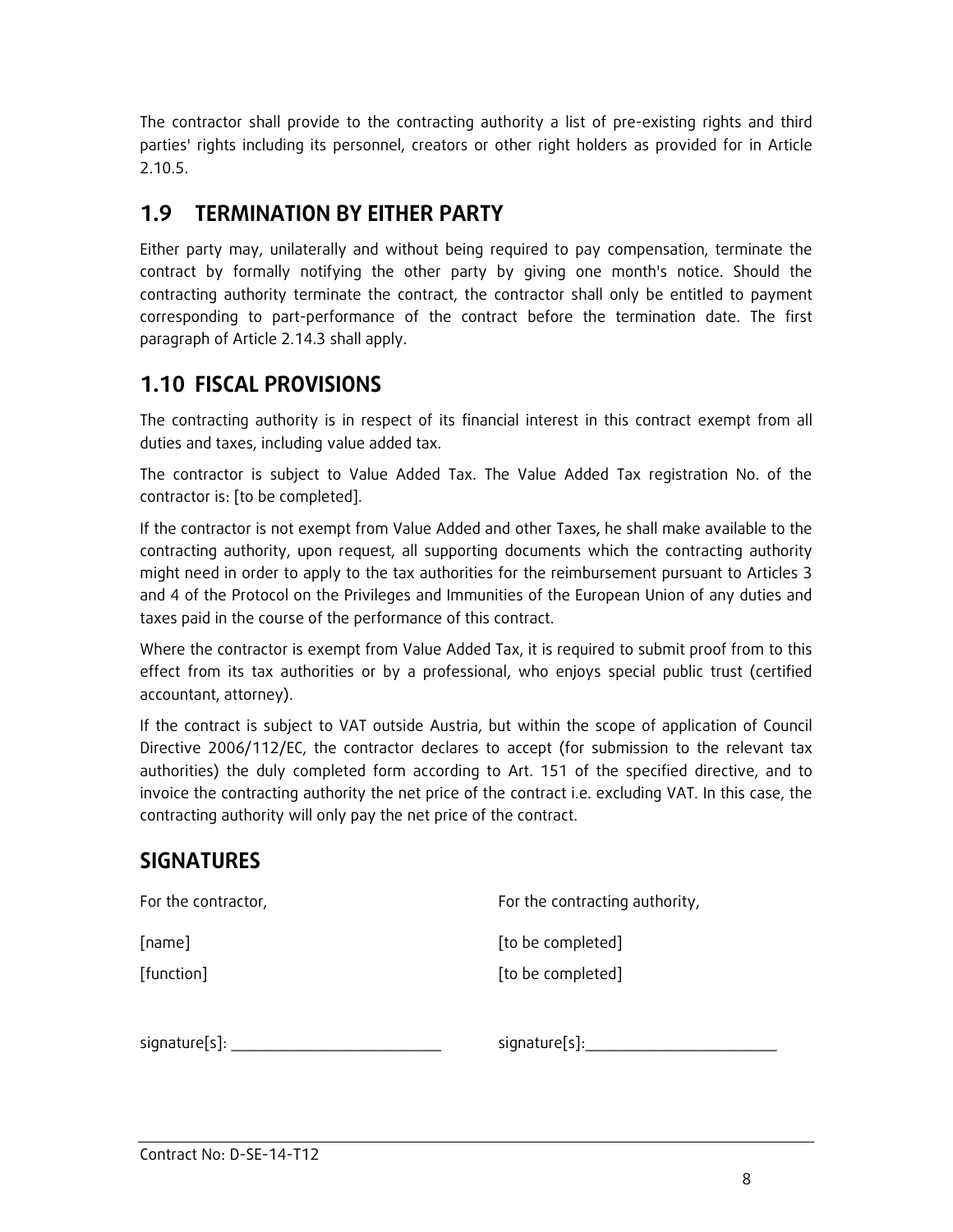The contractor shall provide to the contracting authority a list of pre-existing rights and third parties' rights including its personnel, creators or other right holders as provided for in Article 2.10.5.

## 1.9 TERMINATION BY EITHER PARTY

Either party may, unilaterally and without being required to pay compensation, terminate the contract by formally notifying the other party by giving one month's notice. Should the contracting authority terminate the contract, the contractor shall only be entitled to payment corresponding to part-performance of the contract before the termination date. The first paragraph of Article 2.14.3 shall apply.

## 1.10 FISCAL PROVISIONS

The contracting authority is in respect of its financial interest in this contract exempt from all duties and taxes, including value added tax.

The contractor is subject to Value Added Tax. The Value Added Tax registration No. of the contractor is: [to be completed].

If the contractor is not exempt from Value Added and other Taxes, he shall make available to the contracting authority, upon request, all supporting documents which the contracting authority might need in order to apply to the tax authorities for the reimbursement pursuant to Articles 3 and 4 of the Protocol on the Privileges and Immunities of the European Union of any duties and taxes paid in the course of the performance of this contract.

Where the contractor is exempt from Value Added Tax, it is required to submit proof from to this effect from its tax authorities or by a professional, who enjoys special public trust (certified accountant, attorney).

If the contract is subject to VAT outside Austria, but within the scope of application of Council Directive 2006/112/EC, the contractor declares to accept (for submission to the relevant tax authorities) the duly completed form according to Art. 151 of the specified directive, and to invoice the contracting authority the net price of the contract i.e. excluding VAT. In this case, the contracting authority will only pay the net price of the contract.

## SIGNATURES

| For the contractor, | For the contracting authority, |
| --- | --- |
| [name] | [to be completed] |
| [function] | [to be completed] |
| signature[s]: _______________________ | signature[s]:_______________________ |

Contract No: D-SE-14-T12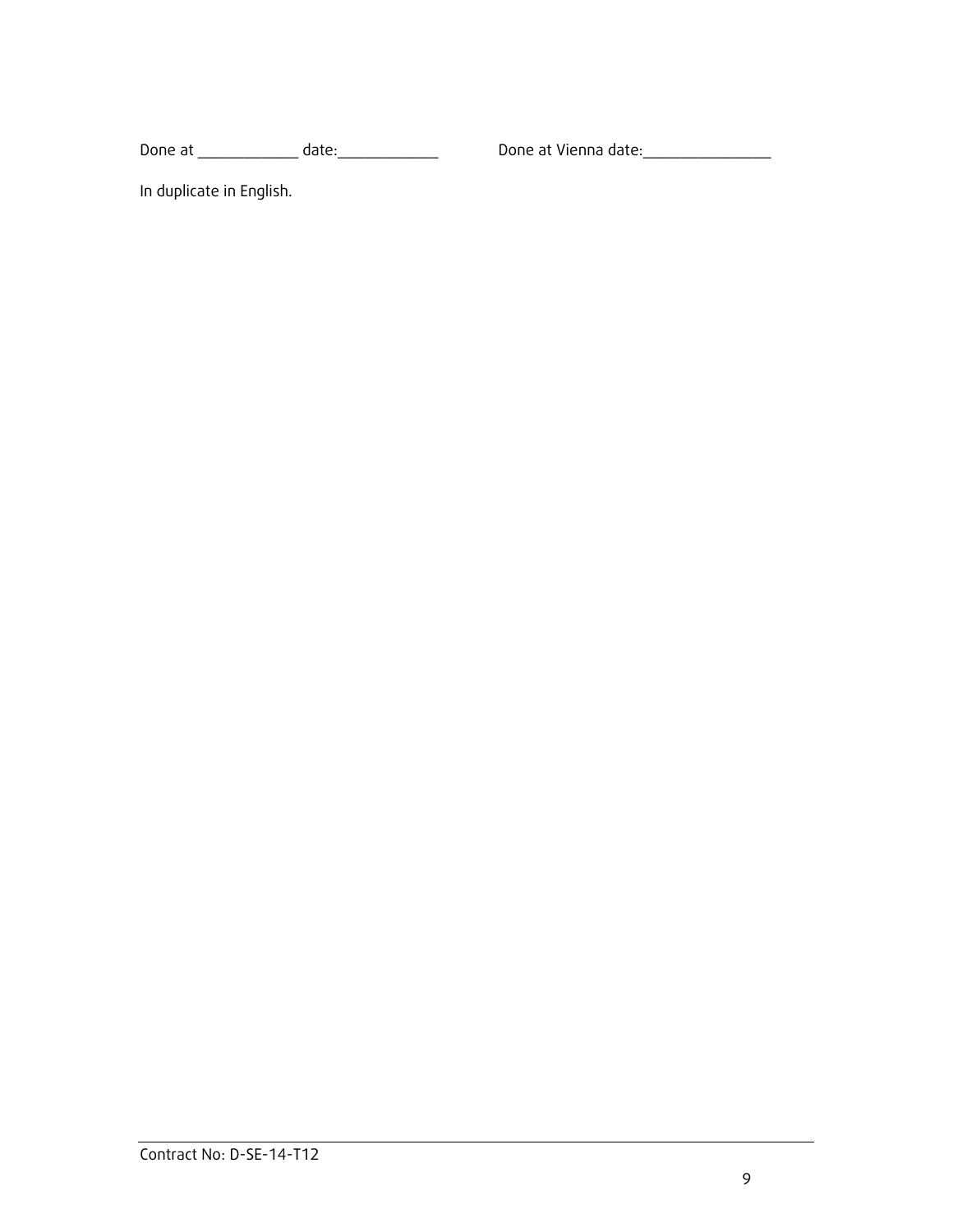Done at ____________ date:____________ Done at Vienna date:_______________

In duplicate in English.

Contract No: D-SE-14-T12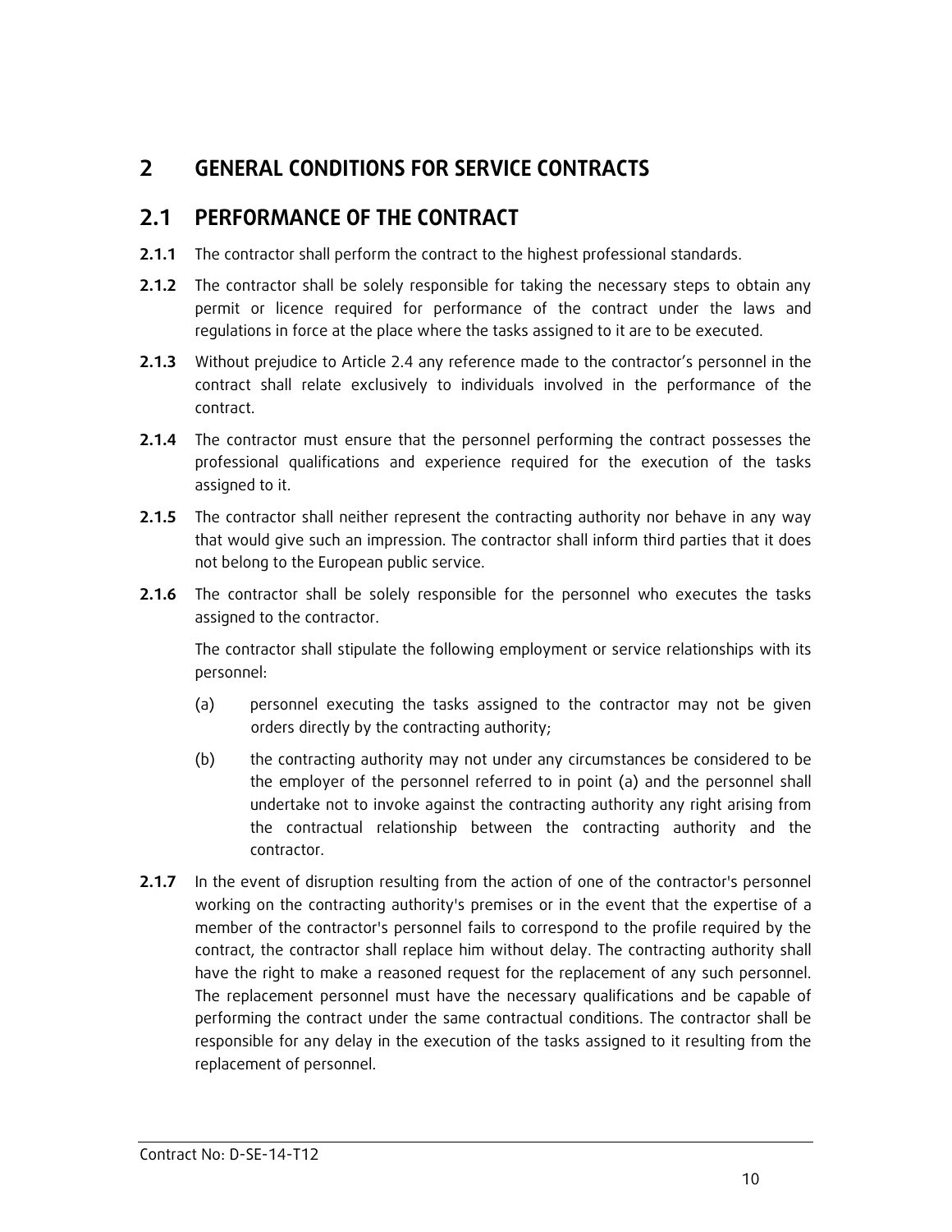# 2 GENERAL CONDITIONS FOR SERVICE CONTRACTS

## 2.1 PERFORMANCE OF THE CONTRACT

**2.1.1** The contractor shall perform the contract to the highest professional standards.

**2.1.2** The contractor shall be solely responsible for taking the necessary steps to obtain any permit or licence required for performance of the contract under the laws and regulations in force at the place where the tasks assigned to it are to be executed.

**2.1.3** Without prejudice to Article 2.4 any reference made to the contractor's personnel in the contract shall relate exclusively to individuals involved in the performance of the contract.

**2.1.4** The contractor must ensure that the personnel performing the contract possesses the professional qualifications and experience required for the execution of the tasks assigned to it.

**2.1.5** The contractor shall neither represent the contracting authority nor behave in any way that would give such an impression. The contractor shall inform third parties that it does not belong to the European public service.

**2.1.6** The contractor shall be solely responsible for the personnel who executes the tasks assigned to the contractor.

The contractor shall stipulate the following employment or service relationships with its personnel:

(a) personnel executing the tasks assigned to the contractor may not be given orders directly by the contracting authority;

(b) the contracting authority may not under any circumstances be considered to be the employer of the personnel referred to in point (a) and the personnel shall undertake not to invoke against the contracting authority any right arising from the contractual relationship between the contracting authority and the contractor.

**2.1.7** In the event of disruption resulting from the action of one of the contractor's personnel working on the contracting authority's premises or in the event that the expertise of a member of the contractor's personnel fails to correspond to the profile required by the contract, the contractor shall replace him without delay. The contracting authority shall have the right to make a reasoned request for the replacement of any such personnel. The replacement personnel must have the necessary qualifications and be capable of performing the contract under the same contractual conditions. The contractor shall be responsible for any delay in the execution of the tasks assigned to it resulting from the replacement of personnel.

Contract No: D-SE-14-T12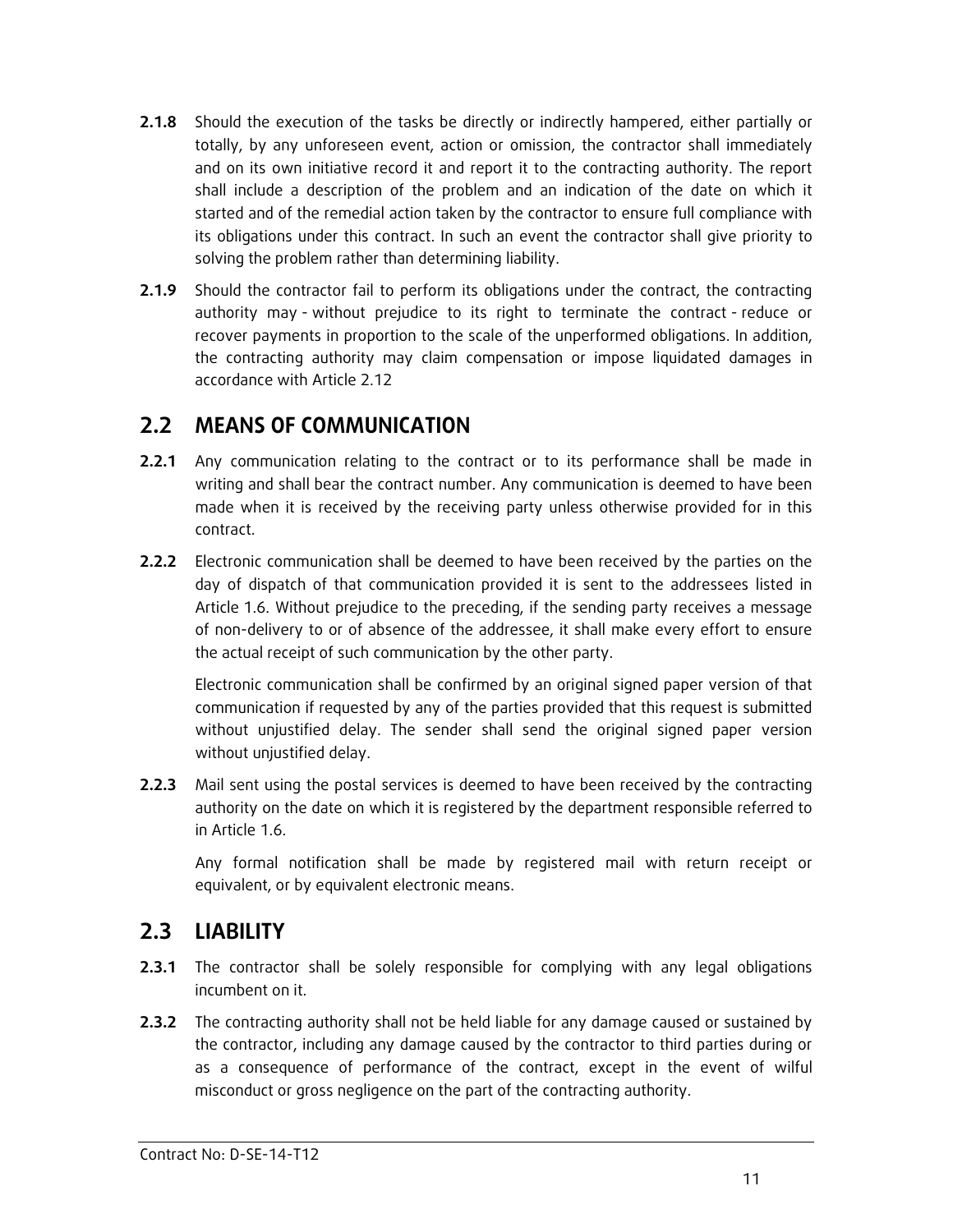**2.1.8** Should the execution of the tasks be directly or indirectly hampered, either partially or totally, by any unforeseen event, action or omission, the contractor shall immediately and on its own initiative record it and report it to the contracting authority. The report shall include a description of the problem and an indication of the date on which it started and of the remedial action taken by the contractor to ensure full compliance with its obligations under this contract. In such an event the contractor shall give priority to solving the problem rather than determining liability.

**2.1.9** Should the contractor fail to perform its obligations under the contract, the contracting authority may - without prejudice to its right to terminate the contract - reduce or recover payments in proportion to the scale of the unperformed obligations. In addition, the contracting authority may claim compensation or impose liquidated damages in accordance with Article 2.12

## 2.2 MEANS OF COMMUNICATION

**2.2.1** Any communication relating to the contract or to its performance shall be made in writing and shall bear the contract number. Any communication is deemed to have been made when it is received by the receiving party unless otherwise provided for in this contract.

**2.2.2** Electronic communication shall be deemed to have been received by the parties on the day of dispatch of that communication provided it is sent to the addressees listed in Article 1.6. Without prejudice to the preceding, if the sending party receives a message of non-delivery to or of absence of the addressee, it shall make every effort to ensure the actual receipt of such communication by the other party.

Electronic communication shall be confirmed by an original signed paper version of that communication if requested by any of the parties provided that this request is submitted without unjustified delay. The sender shall send the original signed paper version without unjustified delay.

**2.2.3** Mail sent using the postal services is deemed to have been received by the contracting authority on the date on which it is registered by the department responsible referred to in Article 1.6.

Any formal notification shall be made by registered mail with return receipt or equivalent, or by equivalent electronic means.

## 2.3 LIABILITY

**2.3.1** The contractor shall be solely responsible for complying with any legal obligations incumbent on it.

**2.3.2** The contracting authority shall not be held liable for any damage caused or sustained by the contractor, including any damage caused by the contractor to third parties during or as a consequence of performance of the contract, except in the event of wilful misconduct or gross negligence on the part of the contracting authority.

Contract No: D-SE-14-T12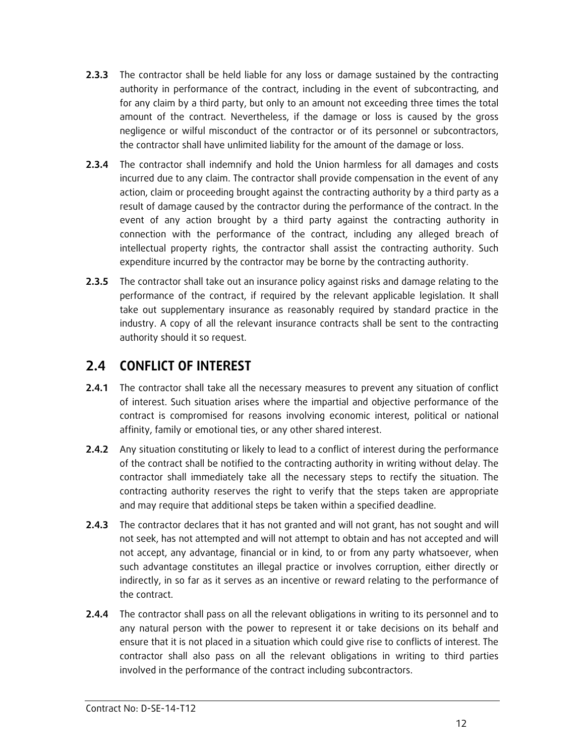**2.3.3** The contractor shall be held liable for any loss or damage sustained by the contracting authority in performance of the contract, including in the event of subcontracting, and for any claim by a third party, but only to an amount not exceeding three times the total amount of the contract. Nevertheless, if the damage or loss is caused by the gross negligence or wilful misconduct of the contractor or of its personnel or subcontractors, the contractor shall have unlimited liability for the amount of the damage or loss.

**2.3.4** The contractor shall indemnify and hold the Union harmless for all damages and costs incurred due to any claim. The contractor shall provide compensation in the event of any action, claim or proceeding brought against the contracting authority by a third party as a result of damage caused by the contractor during the performance of the contract. In the event of any action brought by a third party against the contracting authority in connection with the performance of the contract, including any alleged breach of intellectual property rights, the contractor shall assist the contracting authority. Such expenditure incurred by the contractor may be borne by the contracting authority.

**2.3.5** The contractor shall take out an insurance policy against risks and damage relating to the performance of the contract, if required by the relevant applicable legislation. It shall take out supplementary insurance as reasonably required by standard practice in the industry. A copy of all the relevant insurance contracts shall be sent to the contracting authority should it so request.

## 2.4 CONFLICT OF INTEREST

**2.4.1** The contractor shall take all the necessary measures to prevent any situation of conflict of interest. Such situation arises where the impartial and objective performance of the contract is compromised for reasons involving economic interest, political or national affinity, family or emotional ties, or any other shared interest.

**2.4.2** Any situation constituting or likely to lead to a conflict of interest during the performance of the contract shall be notified to the contracting authority in writing without delay. The contractor shall immediately take all the necessary steps to rectify the situation. The contracting authority reserves the right to verify that the steps taken are appropriate and may require that additional steps be taken within a specified deadline.

**2.4.3** The contractor declares that it has not granted and will not grant, has not sought and will not seek, has not attempted and will not attempt to obtain and has not accepted and will not accept, any advantage, financial or in kind, to or from any party whatsoever, when such advantage constitutes an illegal practice or involves corruption, either directly or indirectly, in so far as it serves as an incentive or reward relating to the performance of the contract.

**2.4.4** The contractor shall pass on all the relevant obligations in writing to its personnel and to any natural person with the power to represent it or take decisions on its behalf and ensure that it is not placed in a situation which could give rise to conflicts of interest. The contractor shall also pass on all the relevant obligations in writing to third parties involved in the performance of the contract including subcontractors.

Contract No: D-SE-14-T12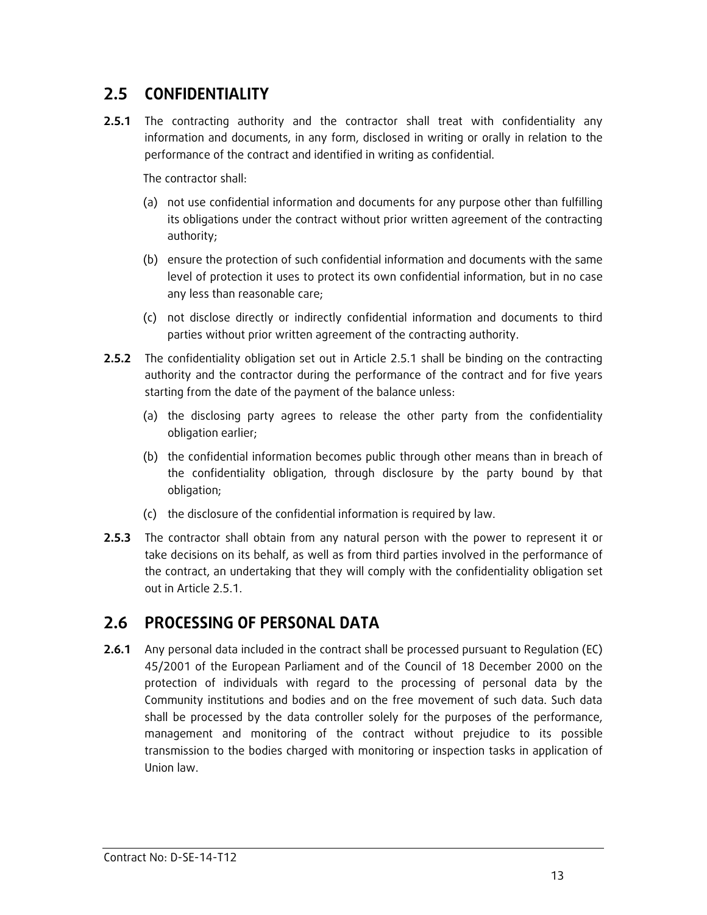## 2.5 CONFIDENTIALITY

**2.5.1** The contracting authority and the contractor shall treat with confidentiality any information and documents, in any form, disclosed in writing or orally in relation to the performance of the contract and identified in writing as confidential.

The contractor shall:

(a) not use confidential information and documents for any purpose other than fulfilling its obligations under the contract without prior written agreement of the contracting authority;

(b) ensure the protection of such confidential information and documents with the same level of protection it uses to protect its own confidential information, but in no case any less than reasonable care;

(c) not disclose directly or indirectly confidential information and documents to third parties without prior written agreement of the contracting authority.

**2.5.2** The confidentiality obligation set out in Article 2.5.1 shall be binding on the contracting authority and the contractor during the performance of the contract and for five years starting from the date of the payment of the balance unless:

(a) the disclosing party agrees to release the other party from the confidentiality obligation earlier;

(b) the confidential information becomes public through other means than in breach of the confidentiality obligation, through disclosure by the party bound by that obligation;

(c) the disclosure of the confidential information is required by law.

**2.5.3** The contractor shall obtain from any natural person with the power to represent it or take decisions on its behalf, as well as from third parties involved in the performance of the contract, an undertaking that they will comply with the confidentiality obligation set out in Article 2.5.1.

## 2.6 PROCESSING OF PERSONAL DATA

**2.6.1** Any personal data included in the contract shall be processed pursuant to Regulation (EC) 45/2001 of the European Parliament and of the Council of 18 December 2000 on the protection of individuals with regard to the processing of personal data by the Community institutions and bodies and on the free movement of such data. Such data shall be processed by the data controller solely for the purposes of the performance, management and monitoring of the contract without prejudice to its possible transmission to the bodies charged with monitoring or inspection tasks in application of Union law.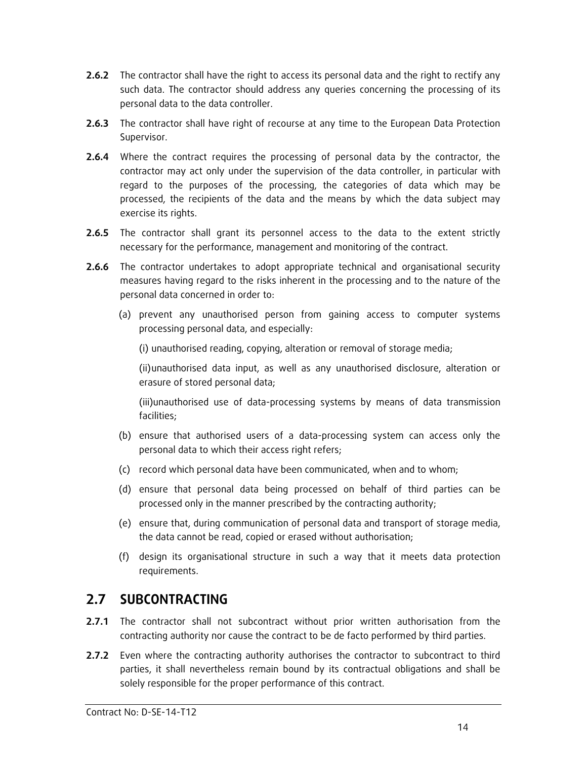**2.6.2** The contractor shall have the right to access its personal data and the right to rectify any such data. The contractor should address any queries concerning the processing of its personal data to the data controller.

**2.6.3** The contractor shall have right of recourse at any time to the European Data Protection Supervisor.

**2.6.4** Where the contract requires the processing of personal data by the contractor, the contractor may act only under the supervision of the data controller, in particular with regard to the purposes of the processing, the categories of data which may be processed, the recipients of the data and the means by which the data subject may exercise its rights.

**2.6.5** The contractor shall grant its personnel access to the data to the extent strictly necessary for the performance, management and monitoring of the contract.

**2.6.6** The contractor undertakes to adopt appropriate technical and organisational security measures having regard to the risks inherent in the processing and to the nature of the personal data concerned in order to:

(a) prevent any unauthorised person from gaining access to computer systems processing personal data, and especially:

(i) unauthorised reading, copying, alteration or removal of storage media;

(ii) unauthorised data input, as well as any unauthorised disclosure, alteration or erasure of stored personal data;

(iii) unauthorised use of data-processing systems by means of data transmission facilities;

(b) ensure that authorised users of a data-processing system can access only the personal data to which their access right refers;

(c) record which personal data have been communicated, when and to whom;

(d) ensure that personal data being processed on behalf of third parties can be processed only in the manner prescribed by the contracting authority;

(e) ensure that, during communication of personal data and transport of storage media, the data cannot be read, copied or erased without authorisation;

(f) design its organisational structure in such a way that it meets data protection requirements.

## 2.7 SUBCONTRACTING

**2.7.1** The contractor shall not subcontract without prior written authorisation from the contracting authority nor cause the contract to be de facto performed by third parties.

**2.7.2** Even where the contracting authority authorises the contractor to subcontract to third parties, it shall nevertheless remain bound by its contractual obligations and shall be solely responsible for the proper performance of this contract.

Contract No: D-SE-14-T12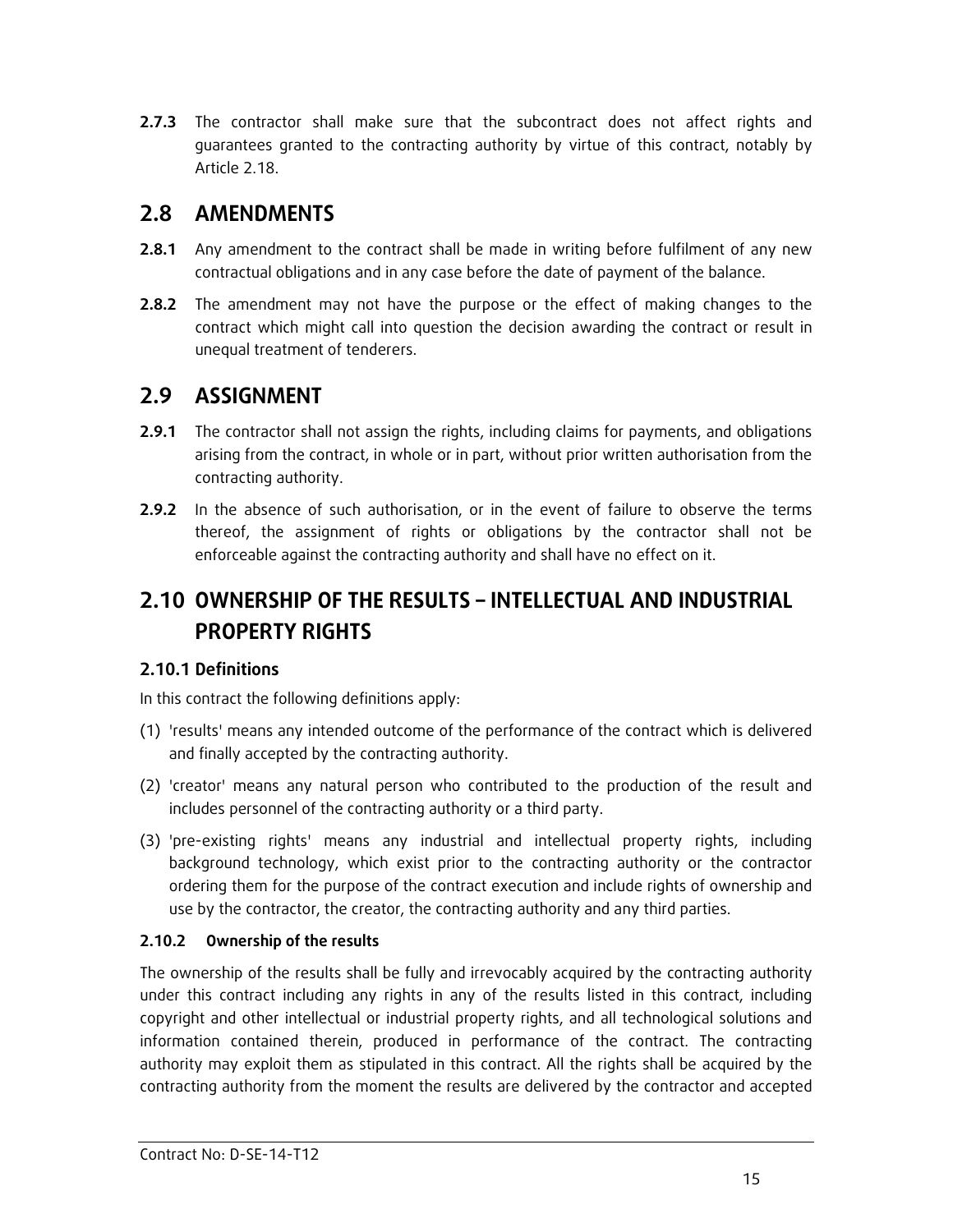**2.7.3** The contractor shall make sure that the subcontract does not affect rights and guarantees granted to the contracting authority by virtue of this contract, notably by Article 2.18.

## 2.8 AMENDMENTS

**2.8.1** Any amendment to the contract shall be made in writing before fulfilment of any new contractual obligations and in any case before the date of payment of the balance.

**2.8.2** The amendment may not have the purpose or the effect of making changes to the contract which might call into question the decision awarding the contract or result in unequal treatment of tenderers.

## 2.9 ASSIGNMENT

**2.9.1** The contractor shall not assign the rights, including claims for payments, and obligations arising from the contract, in whole or in part, without prior written authorisation from the contracting authority.

**2.9.2** In the absence of such authorisation, or in the event of failure to observe the terms thereof, the assignment of rights or obligations by the contractor shall not be enforceable against the contracting authority and shall have no effect on it.

## 2.10 OWNERSHIP OF THE RESULTS – INTELLECTUAL AND INDUSTRIAL PROPERTY RIGHTS

### 2.10.1 Definitions

In this contract the following definitions apply:

(1) 'results' means any intended outcome of the performance of the contract which is delivered and finally accepted by the contracting authority.

(2) 'creator' means any natural person who contributed to the production of the result and includes personnel of the contracting authority or a third party.

(3) 'pre-existing rights' means any industrial and intellectual property rights, including background technology, which exist prior to the contracting authority or the contractor ordering them for the purpose of the contract execution and include rights of ownership and use by the contractor, the creator, the contracting authority and any third parties.

### 2.10.2 Ownership of the results

The ownership of the results shall be fully and irrevocably acquired by the contracting authority under this contract including any rights in any of the results listed in this contract, including copyright and other intellectual or industrial property rights, and all technological solutions and information contained therein, produced in performance of the contract. The contracting authority may exploit them as stipulated in this contract. All the rights shall be acquired by the contracting authority from the moment the results are delivered by the contractor and accepted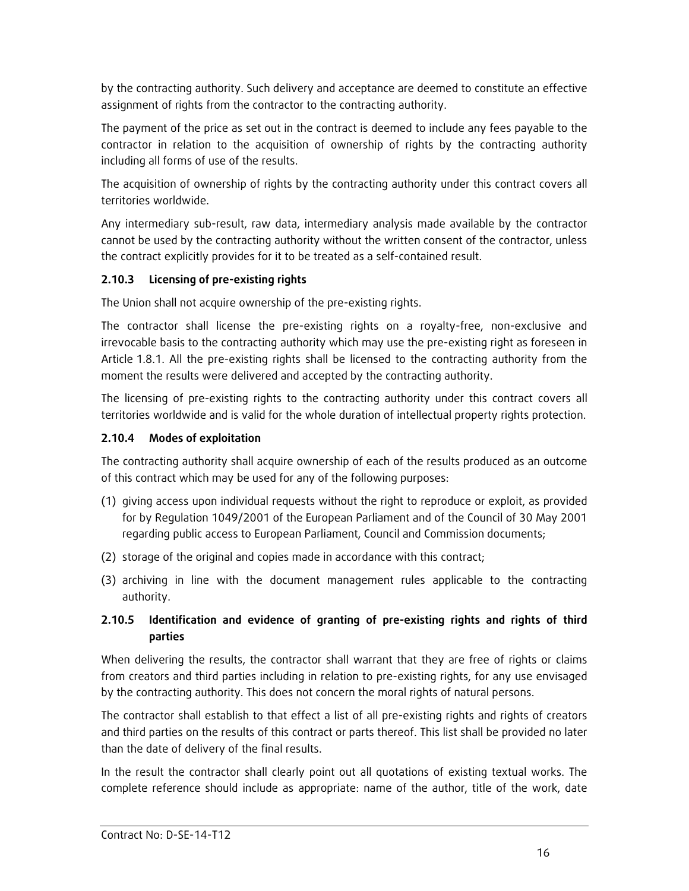by the contracting authority. Such delivery and acceptance are deemed to constitute an effective assignment of rights from the contractor to the contracting authority.

The payment of the price as set out in the contract is deemed to include any fees payable to the contractor in relation to the acquisition of ownership of rights by the contracting authority including all forms of use of the results.

The acquisition of ownership of rights by the contracting authority under this contract covers all territories worldwide.

Any intermediary sub-result, raw data, intermediary analysis made available by the contractor cannot be used by the contracting authority without the written consent of the contractor, unless the contract explicitly provides for it to be treated as a self-contained result.

### 2.10.3 Licensing of pre-existing rights

The Union shall not acquire ownership of the pre-existing rights.

The contractor shall license the pre-existing rights on a royalty-free, non-exclusive and irrevocable basis to the contracting authority which may use the pre-existing right as foreseen in Article 1.8.1. All the pre-existing rights shall be licensed to the contracting authority from the moment the results were delivered and accepted by the contracting authority.

The licensing of pre-existing rights to the contracting authority under this contract covers all territories worldwide and is valid for the whole duration of intellectual property rights protection.

### 2.10.4 Modes of exploitation

The contracting authority shall acquire ownership of each of the results produced as an outcome of this contract which may be used for any of the following purposes:

(1) giving access upon individual requests without the right to reproduce or exploit, as provided for by Regulation 1049/2001 of the European Parliament and of the Council of 30 May 2001 regarding public access to European Parliament, Council and Commission documents;

(2) storage of the original and copies made in accordance with this contract;

(3) archiving in line with the document management rules applicable to the contracting authority.

### 2.10.5 Identification and evidence of granting of pre-existing rights and rights of third parties

When delivering the results, the contractor shall warrant that they are free of rights or claims from creators and third parties including in relation to pre-existing rights, for any use envisaged by the contracting authority. This does not concern the moral rights of natural persons.

The contractor shall establish to that effect a list of all pre-existing rights and rights of creators and third parties on the results of this contract or parts thereof. This list shall be provided no later than the date of delivery of the final results.

In the result the contractor shall clearly point out all quotations of existing textual works. The complete reference should include as appropriate: name of the author, title of the work, date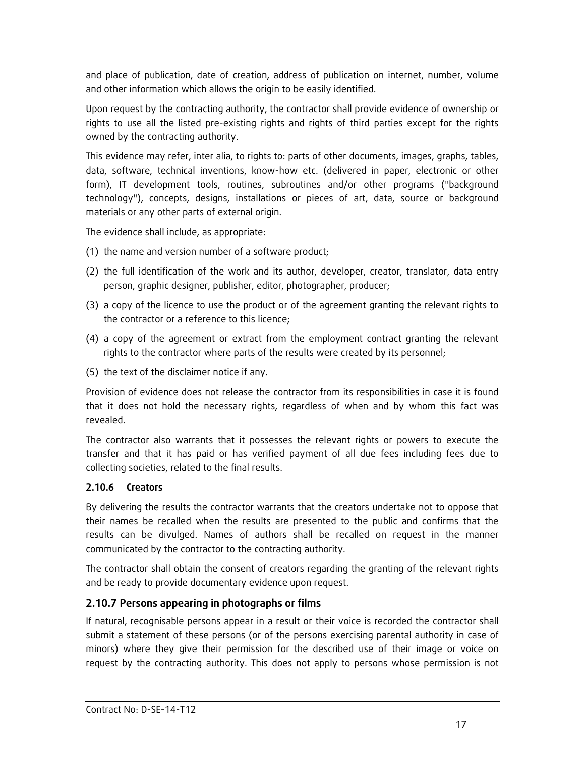and place of publication, date of creation, address of publication on internet, number, volume and other information which allows the origin to be easily identified.

Upon request by the contracting authority, the contractor shall provide evidence of ownership or rights to use all the listed pre-existing rights and rights of third parties except for the rights owned by the contracting authority.

This evidence may refer, inter alia, to rights to: parts of other documents, images, graphs, tables, data, software, technical inventions, know-how etc. (delivered in paper, electronic or other form), IT development tools, routines, subroutines and/or other programs ("background technology"), concepts, designs, installations or pieces of art, data, source or background materials or any other parts of external origin.

The evidence shall include, as appropriate:

(1) the name and version number of a software product;

(2) the full identification of the work and its author, developer, creator, translator, data entry person, graphic designer, publisher, editor, photographer, producer;

(3) a copy of the licence to use the product or of the agreement granting the relevant rights to the contractor or a reference to this licence;

(4) a copy of the agreement or extract from the employment contract granting the relevant rights to the contractor where parts of the results were created by its personnel;

(5) the text of the disclaimer notice if any.

Provision of evidence does not release the contractor from its responsibilities in case it is found that it does not hold the necessary rights, regardless of when and by whom this fact was revealed.

The contractor also warrants that it possesses the relevant rights or powers to execute the transfer and that it has paid or has verified payment of all due fees including fees due to collecting societies, related to the final results.

#### 2.10.6 Creators

By delivering the results the contractor warrants that the creators undertake not to oppose that their names be recalled when the results are presented to the public and confirms that the results can be divulged. Names of authors shall be recalled on request in the manner communicated by the contractor to the contracting authority.

The contractor shall obtain the consent of creators regarding the granting of the relevant rights and be ready to provide documentary evidence upon request.

### 2.10.7 Persons appearing in photographs or films

If natural, recognisable persons appear in a result or their voice is recorded the contractor shall submit a statement of these persons (or of the persons exercising parental authority in case of minors) where they give their permission for the described use of their image or voice on request by the contracting authority. This does not apply to persons whose permission is not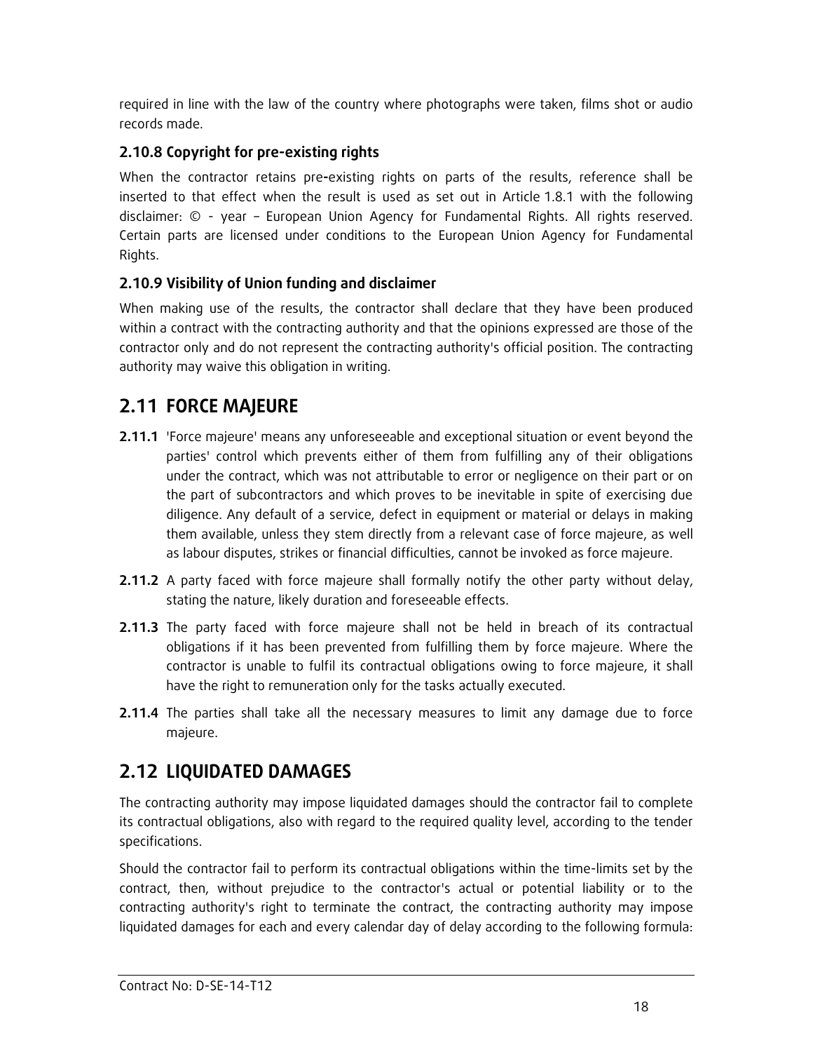required in line with the law of the country where photographs were taken, films shot or audio records made.

### 2.10.8 Copyright for pre-existing rights

When the contractor retains pre-existing rights on parts of the results, reference shall be inserted to that effect when the result is used as set out in Article 1.8.1 with the following disclaimer: © - year – European Union Agency for Fundamental Rights. All rights reserved. Certain parts are licensed under conditions to the European Union Agency for Fundamental Rights.

### 2.10.9 Visibility of Union funding and disclaimer

When making use of the results, the contractor shall declare that they have been produced within a contract with the contracting authority and that the opinions expressed are those of the contractor only and do not represent the contracting authority's official position. The contracting authority may waive this obligation in writing.

## 2.11 FORCE MAJEURE

**2.11.1** 'Force majeure' means any unforeseeable and exceptional situation or event beyond the parties' control which prevents either of them from fulfilling any of their obligations under the contract, which was not attributable to error or negligence on their part or on the part of subcontractors and which proves to be inevitable in spite of exercising due diligence. Any default of a service, defect in equipment or material or delays in making them available, unless they stem directly from a relevant case of force majeure, as well as labour disputes, strikes or financial difficulties, cannot be invoked as force majeure.

**2.11.2** A party faced with force majeure shall formally notify the other party without delay, stating the nature, likely duration and foreseeable effects.

**2.11.3** The party faced with force majeure shall not be held in breach of its contractual obligations if it has been prevented from fulfilling them by force majeure. Where the contractor is unable to fulfil its contractual obligations owing to force majeure, it shall have the right to remuneration only for the tasks actually executed.

**2.11.4** The parties shall take all the necessary measures to limit any damage due to force majeure.

## 2.12 LIQUIDATED DAMAGES

The contracting authority may impose liquidated damages should the contractor fail to complete its contractual obligations, also with regard to the required quality level, according to the tender specifications.

Should the contractor fail to perform its contractual obligations within the time-limits set by the contract, then, without prejudice to the contractor's actual or potential liability or to the contracting authority's right to terminate the contract, the contracting authority may impose liquidated damages for each and every calendar day of delay according to the following formula: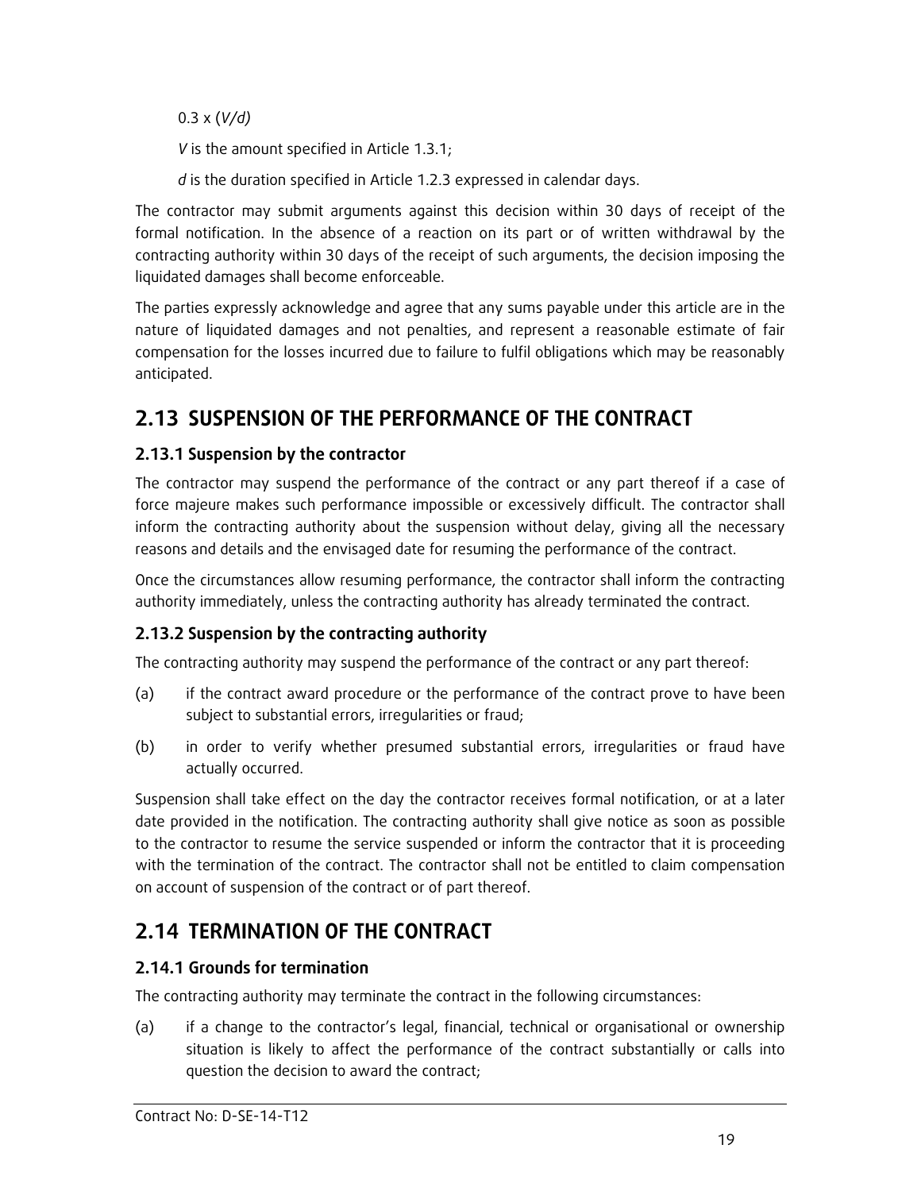$0.3 \times (V/d)$

*V* is the amount specified in Article 1.3.1;

*d* is the duration specified in Article 1.2.3 expressed in calendar days.

The contractor may submit arguments against this decision within 30 days of receipt of the formal notification. In the absence of a reaction on its part or of written withdrawal by the contracting authority within 30 days of the receipt of such arguments, the decision imposing the liquidated damages shall become enforceable.

The parties expressly acknowledge and agree that any sums payable under this article are in the nature of liquidated damages and not penalties, and represent a reasonable estimate of fair compensation for the losses incurred due to failure to fulfil obligations which may be reasonably anticipated.

## 2.13 SUSPENSION OF THE PERFORMANCE OF THE CONTRACT

### 2.13.1 Suspension by the contractor

The contractor may suspend the performance of the contract or any part thereof if a case of force majeure makes such performance impossible or excessively difficult. The contractor shall inform the contracting authority about the suspension without delay, giving all the necessary reasons and details and the envisaged date for resuming the performance of the contract.

Once the circumstances allow resuming performance, the contractor shall inform the contracting authority immediately, unless the contracting authority has already terminated the contract.

### 2.13.2 Suspension by the contracting authority

The contracting authority may suspend the performance of the contract or any part thereof:

(a) if the contract award procedure or the performance of the contract prove to have been subject to substantial errors, irregularities or fraud;

(b) in order to verify whether presumed substantial errors, irregularities or fraud have actually occurred.

Suspension shall take effect on the day the contractor receives formal notification, or at a later date provided in the notification. The contracting authority shall give notice as soon as possible to the contractor to resume the service suspended or inform the contractor that it is proceeding with the termination of the contract. The contractor shall not be entitled to claim compensation on account of suspension of the contract or of part thereof.

## 2.14 TERMINATION OF THE CONTRACT

### 2.14.1 Grounds for termination

The contracting authority may terminate the contract in the following circumstances:

(a) if a change to the contractor's legal, financial, technical or organisational or ownership situation is likely to affect the performance of the contract substantially or calls into question the decision to award the contract;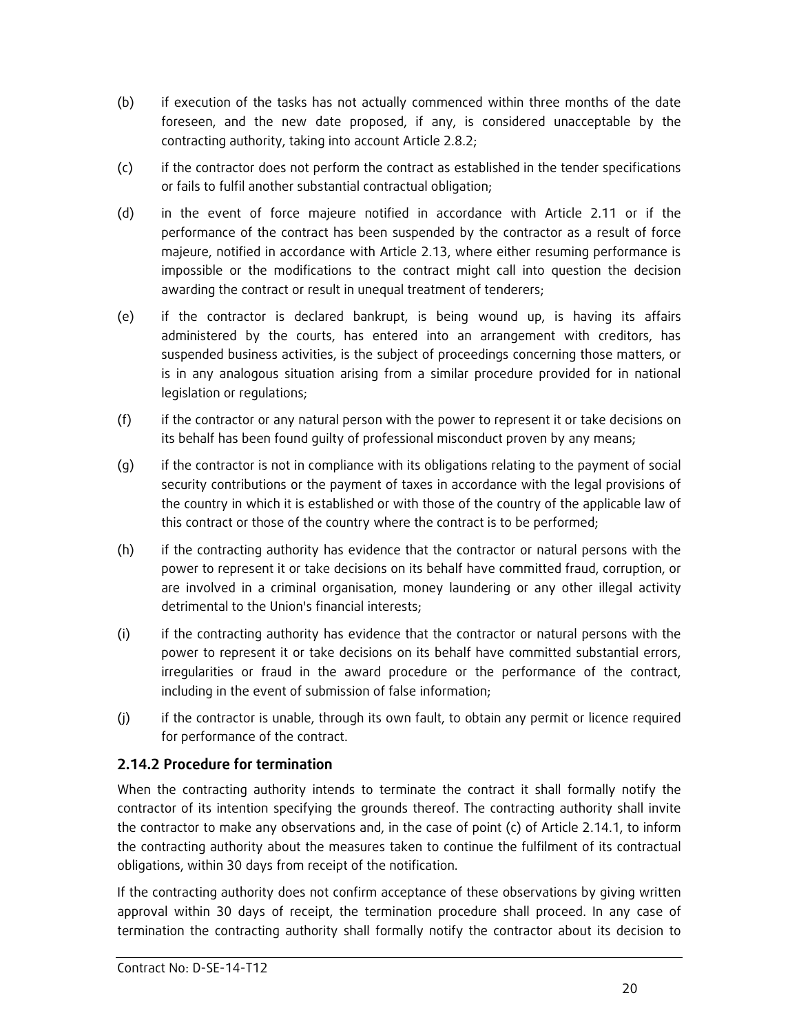(b) if execution of the tasks has not actually commenced within three months of the date foreseen, and the new date proposed, if any, is considered unacceptable by the contracting authority, taking into account Article 2.8.2;

(c) if the contractor does not perform the contract as established in the tender specifications or fails to fulfil another substantial contractual obligation;

(d) in the event of force majeure notified in accordance with Article 2.11 or if the performance of the contract has been suspended by the contractor as a result of force majeure, notified in accordance with Article 2.13, where either resuming performance is impossible or the modifications to the contract might call into question the decision awarding the contract or result in unequal treatment of tenderers;

(e) if the contractor is declared bankrupt, is being wound up, is having its affairs administered by the courts, has entered into an arrangement with creditors, has suspended business activities, is the subject of proceedings concerning those matters, or is in any analogous situation arising from a similar procedure provided for in national legislation or regulations;

(f) if the contractor or any natural person with the power to represent it or take decisions on its behalf has been found guilty of professional misconduct proven by any means;

(g) if the contractor is not in compliance with its obligations relating to the payment of social security contributions or the payment of taxes in accordance with the legal provisions of the country in which it is established or with those of the country of the applicable law of this contract or those of the country where the contract is to be performed;

(h) if the contracting authority has evidence that the contractor or natural persons with the power to represent it or take decisions on its behalf have committed fraud, corruption, or are involved in a criminal organisation, money laundering or any other illegal activity detrimental to the Union's financial interests;

(i) if the contracting authority has evidence that the contractor or natural persons with the power to represent it or take decisions on its behalf have committed substantial errors, irregularities or fraud in the award procedure or the performance of the contract, including in the event of submission of false information;

(j) if the contractor is unable, through its own fault, to obtain any permit or licence required for performance of the contract.

### 2.14.2 Procedure for termination

When the contracting authority intends to terminate the contract it shall formally notify the contractor of its intention specifying the grounds thereof. The contracting authority shall invite the contractor to make any observations and, in the case of point (c) of Article 2.14.1, to inform the contracting authority about the measures taken to continue the fulfilment of its contractual obligations, within 30 days from receipt of the notification.

If the contracting authority does not confirm acceptance of these observations by giving written approval within 30 days of receipt, the termination procedure shall proceed. In any case of termination the contracting authority shall formally notify the contractor about its decision to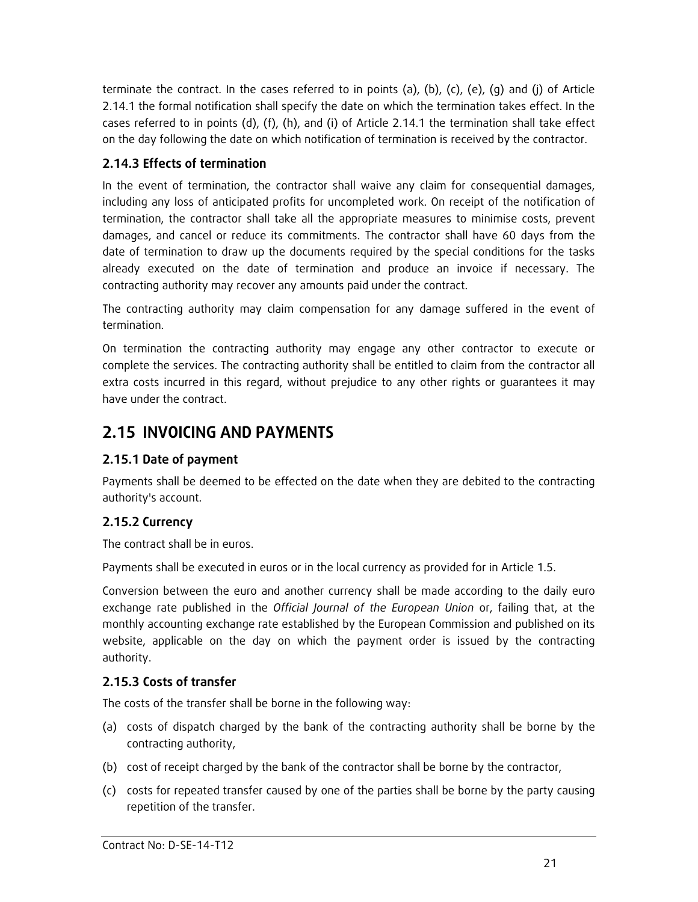terminate the contract. In the cases referred to in points (a), (b), (c), (e), (g) and (j) of Article 2.14.1 the formal notification shall specify the date on which the termination takes effect. In the cases referred to in points (d), (f), (h), and (i) of Article 2.14.1 the termination shall take effect on the day following the date on which notification of termination is received by the contractor.

### 2.14.3 Effects of termination

In the event of termination, the contractor shall waive any claim for consequential damages, including any loss of anticipated profits for uncompleted work. On receipt of the notification of termination, the contractor shall take all the appropriate measures to minimise costs, prevent damages, and cancel or reduce its commitments. The contractor shall have 60 days from the date of termination to draw up the documents required by the special conditions for the tasks already executed on the date of termination and produce an invoice if necessary. The contracting authority may recover any amounts paid under the contract.

The contracting authority may claim compensation for any damage suffered in the event of termination.

On termination the contracting authority may engage any other contractor to execute or complete the services. The contracting authority shall be entitled to claim from the contractor all extra costs incurred in this regard, without prejudice to any other rights or guarantees it may have under the contract.

## 2.15 INVOICING AND PAYMENTS

### 2.15.1 Date of payment

Payments shall be deemed to be effected on the date when they are debited to the contracting authority's account.

### 2.15.2 Currency

The contract shall be in euros.

Payments shall be executed in euros or in the local currency as provided for in Article 1.5.

Conversion between the euro and another currency shall be made according to the daily euro exchange rate published in the *Official Journal of the European Union* or, failing that, at the monthly accounting exchange rate established by the European Commission and published on its website, applicable on the day on which the payment order is issued by the contracting authority.

### 2.15.3 Costs of transfer

The costs of the transfer shall be borne in the following way:

(a) costs of dispatch charged by the bank of the contracting authority shall be borne by the contracting authority,

(b) cost of receipt charged by the bank of the contractor shall be borne by the contractor,

(c) costs for repeated transfer caused by one of the parties shall be borne by the party causing repetition of the transfer.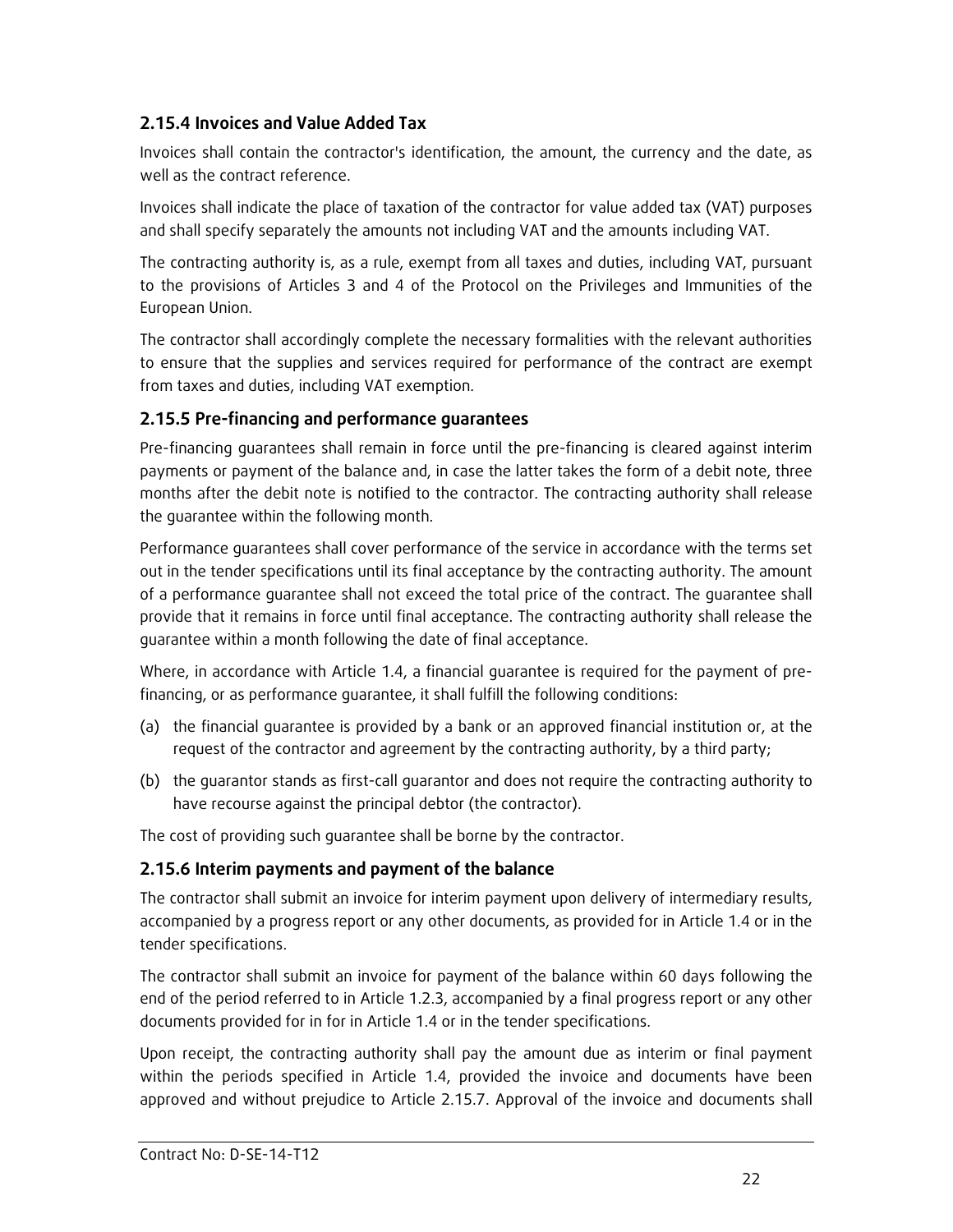### 2.15.4 Invoices and Value Added Tax

Invoices shall contain the contractor's identification, the amount, the currency and the date, as well as the contract reference.

Invoices shall indicate the place of taxation of the contractor for value added tax (VAT) purposes and shall specify separately the amounts not including VAT and the amounts including VAT.

The contracting authority is, as a rule, exempt from all taxes and duties, including VAT, pursuant to the provisions of Articles 3 and 4 of the Protocol on the Privileges and Immunities of the European Union.

The contractor shall accordingly complete the necessary formalities with the relevant authorities to ensure that the supplies and services required for performance of the contract are exempt from taxes and duties, including VAT exemption.

### 2.15.5 Pre-financing and performance guarantees

Pre-financing guarantees shall remain in force until the pre-financing is cleared against interim payments or payment of the balance and, in case the latter takes the form of a debit note, three months after the debit note is notified to the contractor. The contracting authority shall release the guarantee within the following month.

Performance guarantees shall cover performance of the service in accordance with the terms set out in the tender specifications until its final acceptance by the contracting authority. The amount of a performance guarantee shall not exceed the total price of the contract. The guarantee shall provide that it remains in force until final acceptance. The contracting authority shall release the guarantee within a month following the date of final acceptance.

Where, in accordance with Article 1.4, a financial guarantee is required for the payment of pre-financing, or as performance guarantee, it shall fulfill the following conditions:

(a) the financial guarantee is provided by a bank or an approved financial institution or, at the request of the contractor and agreement by the contracting authority, by a third party;

(b) the guarantor stands as first-call guarantor and does not require the contracting authority to have recourse against the principal debtor (the contractor).

The cost of providing such guarantee shall be borne by the contractor.

### 2.15.6 Interim payments and payment of the balance

The contractor shall submit an invoice for interim payment upon delivery of intermediary results, accompanied by a progress report or any other documents, as provided for in Article 1.4 or in the tender specifications.

The contractor shall submit an invoice for payment of the balance within 60 days following the end of the period referred to in Article 1.2.3, accompanied by a final progress report or any other documents provided for in for in Article 1.4 or in the tender specifications.

Upon receipt, the contracting authority shall pay the amount due as interim or final payment within the periods specified in Article 1.4, provided the invoice and documents have been approved and without prejudice to Article 2.15.7. Approval of the invoice and documents shall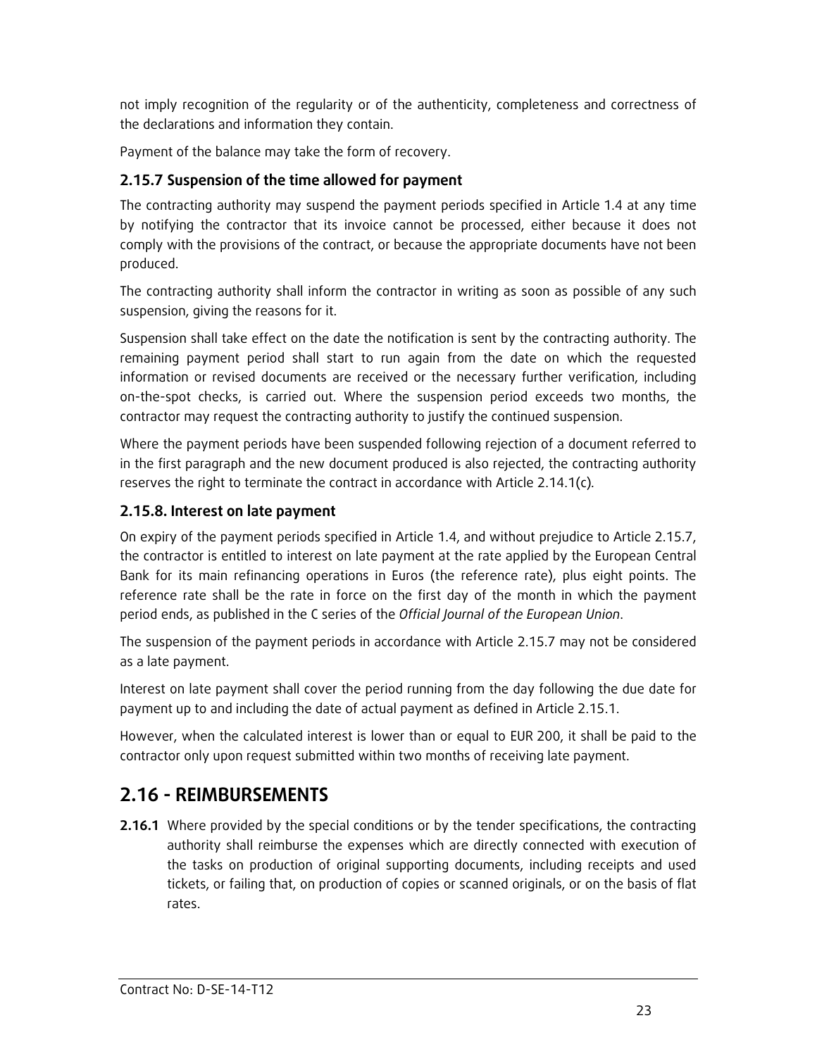not imply recognition of the regularity or of the authenticity, completeness and correctness of the declarations and information they contain.

Payment of the balance may take the form of recovery.

### 2.15.7 Suspension of the time allowed for payment

The contracting authority may suspend the payment periods specified in Article 1.4 at any time by notifying the contractor that its invoice cannot be processed, either because it does not comply with the provisions of the contract, or because the appropriate documents have not been produced.

The contracting authority shall inform the contractor in writing as soon as possible of any such suspension, giving the reasons for it.

Suspension shall take effect on the date the notification is sent by the contracting authority. The remaining payment period shall start to run again from the date on which the requested information or revised documents are received or the necessary further verification, including on-the-spot checks, is carried out. Where the suspension period exceeds two months, the contractor may request the contracting authority to justify the continued suspension.

Where the payment periods have been suspended following rejection of a document referred to in the first paragraph and the new document produced is also rejected, the contracting authority reserves the right to terminate the contract in accordance with Article 2.14.1(c).

### 2.15.8. Interest on late payment

On expiry of the payment periods specified in Article 1.4, and without prejudice to Article 2.15.7, the contractor is entitled to interest on late payment at the rate applied by the European Central Bank for its main refinancing operations in Euros (the reference rate), plus eight points. The reference rate shall be the rate in force on the first day of the month in which the payment period ends, as published in the C series of the *Official Journal of the European Union*.

The suspension of the payment periods in accordance with Article 2.15.7 may not be considered as a late payment.

Interest on late payment shall cover the period running from the day following the due date for payment up to and including the date of actual payment as defined in Article 2.15.1.

However, when the calculated interest is lower than or equal to EUR 200, it shall be paid to the contractor only upon request submitted within two months of receiving late payment.

## 2.16 - REIMBURSEMENTS

**2.16.1** Where provided by the special conditions or by the tender specifications, the contracting authority shall reimburse the expenses which are directly connected with execution of the tasks on production of original supporting documents, including receipts and used tickets, or failing that, on production of copies or scanned originals, or on the basis of flat rates.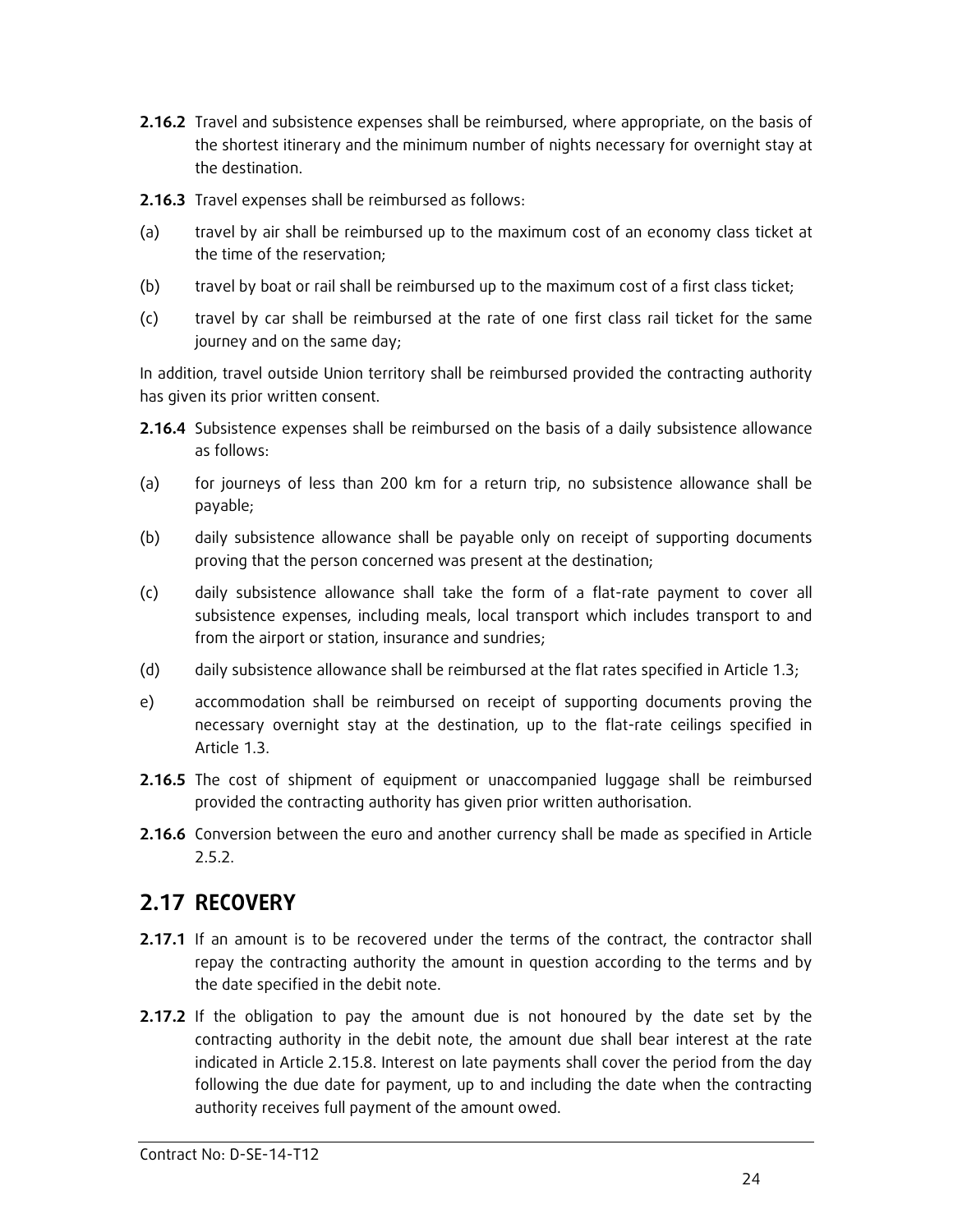**2.16.2** Travel and subsistence expenses shall be reimbursed, where appropriate, on the basis of the shortest itinerary and the minimum number of nights necessary for overnight stay at the destination.

**2.16.3** Travel expenses shall be reimbursed as follows:

(a) travel by air shall be reimbursed up to the maximum cost of an economy class ticket at the time of the reservation;

(b) travel by boat or rail shall be reimbursed up to the maximum cost of a first class ticket;

(c) travel by car shall be reimbursed at the rate of one first class rail ticket for the same journey and on the same day;

In addition, travel outside Union territory shall be reimbursed provided the contracting authority has given its prior written consent.

**2.16.4** Subsistence expenses shall be reimbursed on the basis of a daily subsistence allowance as follows:

(a) for journeys of less than 200 km for a return trip, no subsistence allowance shall be payable;

(b) daily subsistence allowance shall be payable only on receipt of supporting documents proving that the person concerned was present at the destination;

(c) daily subsistence allowance shall take the form of a flat-rate payment to cover all subsistence expenses, including meals, local transport which includes transport to and from the airport or station, insurance and sundries;

(d) daily subsistence allowance shall be reimbursed at the flat rates specified in Article 1.3;

e) accommodation shall be reimbursed on receipt of supporting documents proving the necessary overnight stay at the destination, up to the flat-rate ceilings specified in Article 1.3.

**2.16.5** The cost of shipment of equipment or unaccompanied luggage shall be reimbursed provided the contracting authority has given prior written authorisation.

**2.16.6** Conversion between the euro and another currency shall be made as specified in Article 2.5.2.

## 2.17 RECOVERY

**2.17.1** If an amount is to be recovered under the terms of the contract, the contractor shall repay the contracting authority the amount in question according to the terms and by the date specified in the debit note.

**2.17.2** If the obligation to pay the amount due is not honoured by the date set by the contracting authority in the debit note, the amount due shall bear interest at the rate indicated in Article 2.15.8. Interest on late payments shall cover the period from the day following the due date for payment, up to and including the date when the contracting authority receives full payment of the amount owed.

Contract No: D-SE-14-T12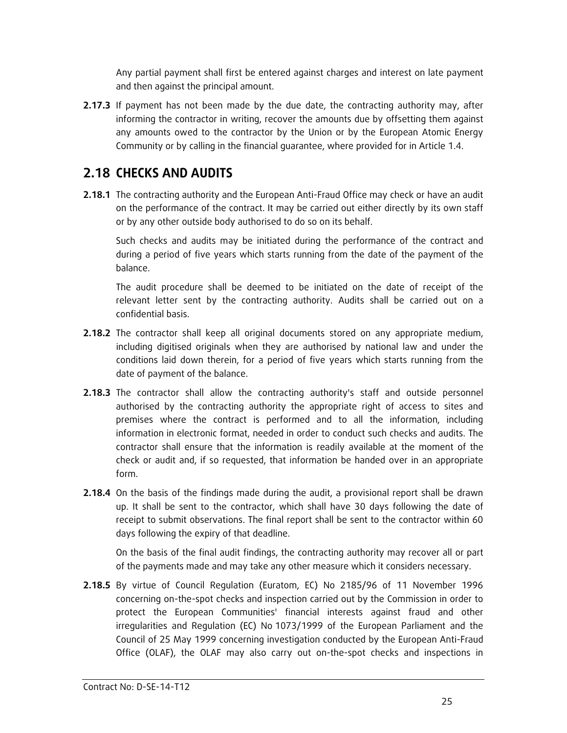Any partial payment shall first be entered against charges and interest on late payment and then against the principal amount.

**2.17.3** If payment has not been made by the due date, the contracting authority may, after informing the contractor in writing, recover the amounts due by offsetting them against any amounts owed to the contractor by the Union or by the European Atomic Energy Community or by calling in the financial guarantee, where provided for in Article 1.4.

## 2.18 CHECKS AND AUDITS

**2.18.1** The contracting authority and the European Anti-Fraud Office may check or have an audit on the performance of the contract. It may be carried out either directly by its own staff or by any other outside body authorised to do so on its behalf.

Such checks and audits may be initiated during the performance of the contract and during a period of five years which starts running from the date of the payment of the balance.

The audit procedure shall be deemed to be initiated on the date of receipt of the relevant letter sent by the contracting authority. Audits shall be carried out on a confidential basis.

**2.18.2** The contractor shall keep all original documents stored on any appropriate medium, including digitised originals when they are authorised by national law and under the conditions laid down therein, for a period of five years which starts running from the date of payment of the balance.

**2.18.3** The contractor shall allow the contracting authority's staff and outside personnel authorised by the contracting authority the appropriate right of access to sites and premises where the contract is performed and to all the information, including information in electronic format, needed in order to conduct such checks and audits. The contractor shall ensure that the information is readily available at the moment of the check or audit and, if so requested, that information be handed over in an appropriate form.

**2.18.4** On the basis of the findings made during the audit, a provisional report shall be drawn up. It shall be sent to the contractor, which shall have 30 days following the date of receipt to submit observations. The final report shall be sent to the contractor within 60 days following the expiry of that deadline.

On the basis of the final audit findings, the contracting authority may recover all or part of the payments made and may take any other measure which it considers necessary.

**2.18.5** By virtue of Council Regulation (Euratom, EC) No 2185/96 of 11 November 1996 concerning on-the-spot checks and inspection carried out by the Commission in order to protect the European Communities' financial interests against fraud and other irregularities and Regulation (EC) No 1073/1999 of the European Parliament and the Council of 25 May 1999 concerning investigation conducted by the European Anti-Fraud Office (OLAF), the OLAF may also carry out on-the-spot checks and inspections in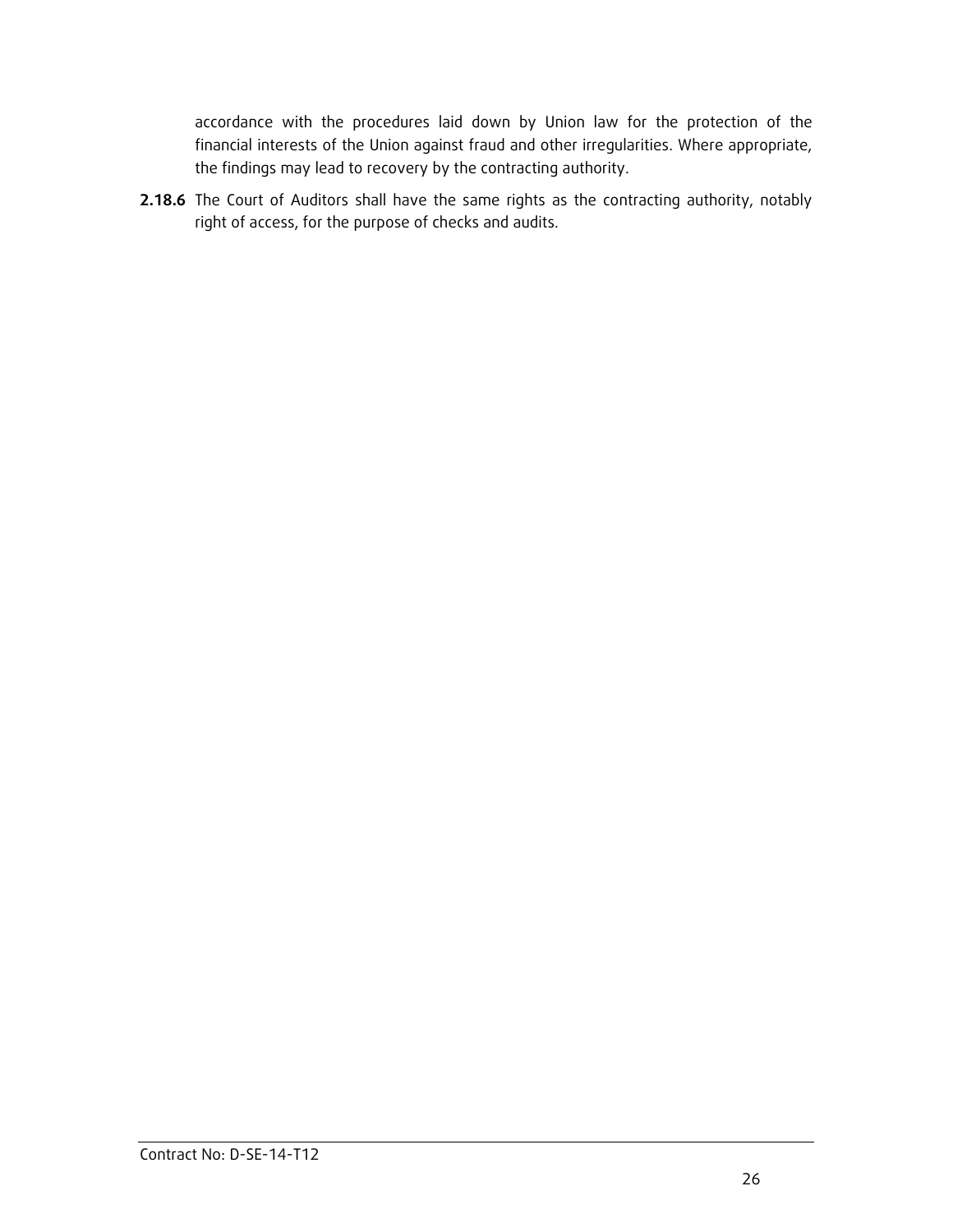accordance with the procedures laid down by Union law for the protection of the financial interests of the Union against fraud and other irregularities. Where appropriate, the findings may lead to recovery by the contracting authority.

**2.18.6** The Court of Auditors shall have the same rights as the contracting authority, notably right of access, for the purpose of checks and audits.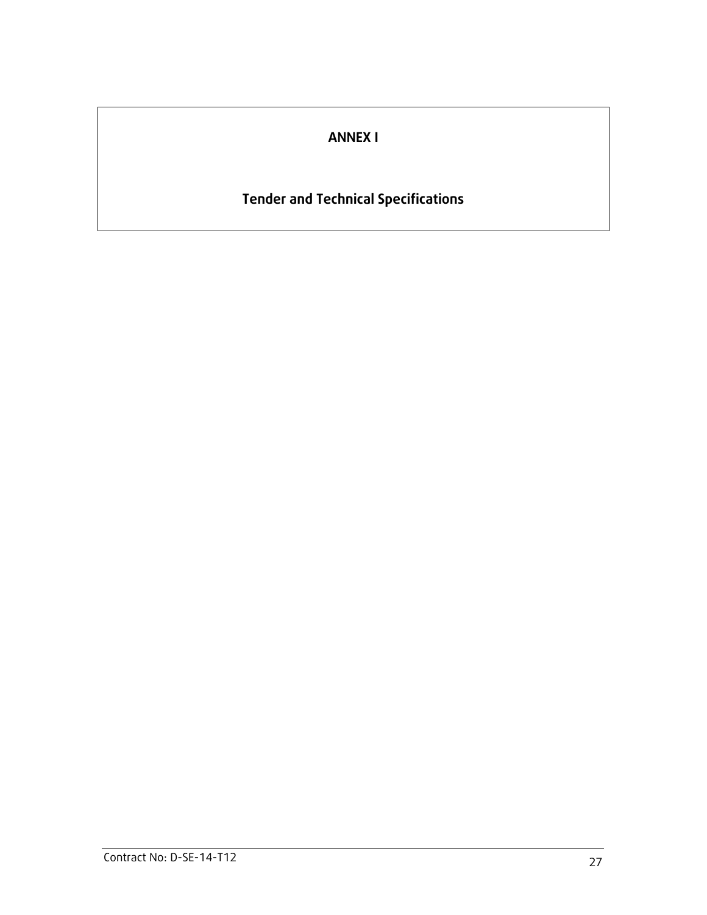# ANNEX I

## Tender and Technical Specifications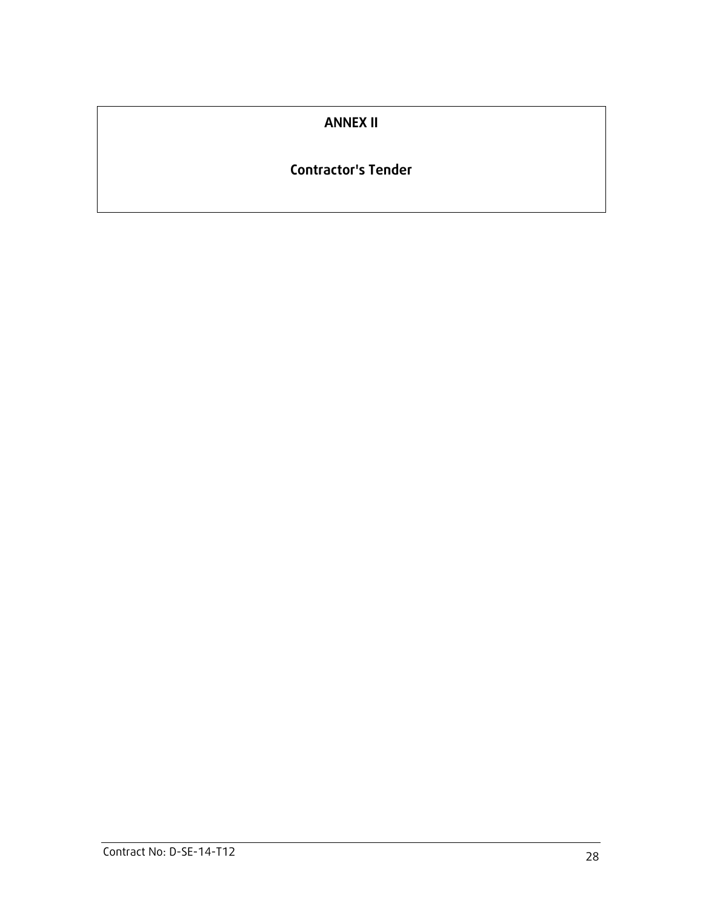# ANNEX II

## Contractor's Tender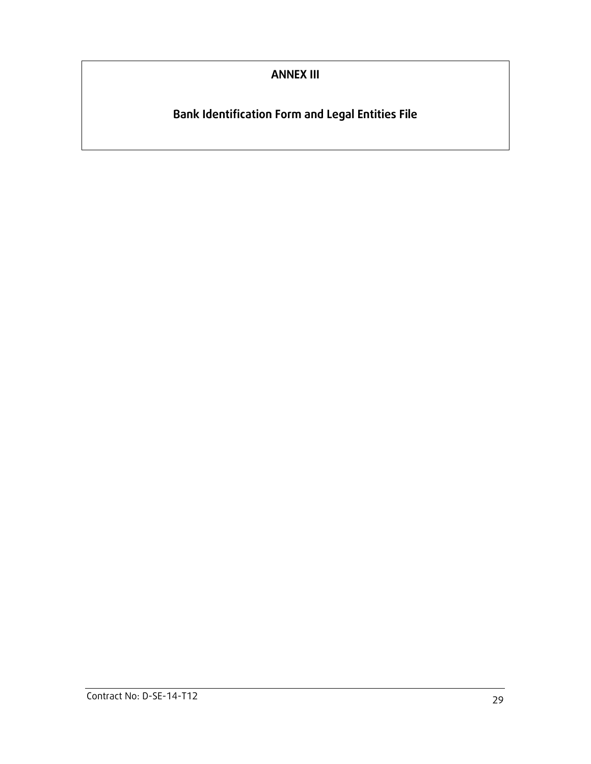# ANNEX III

## Bank Identification Form and Legal Entities File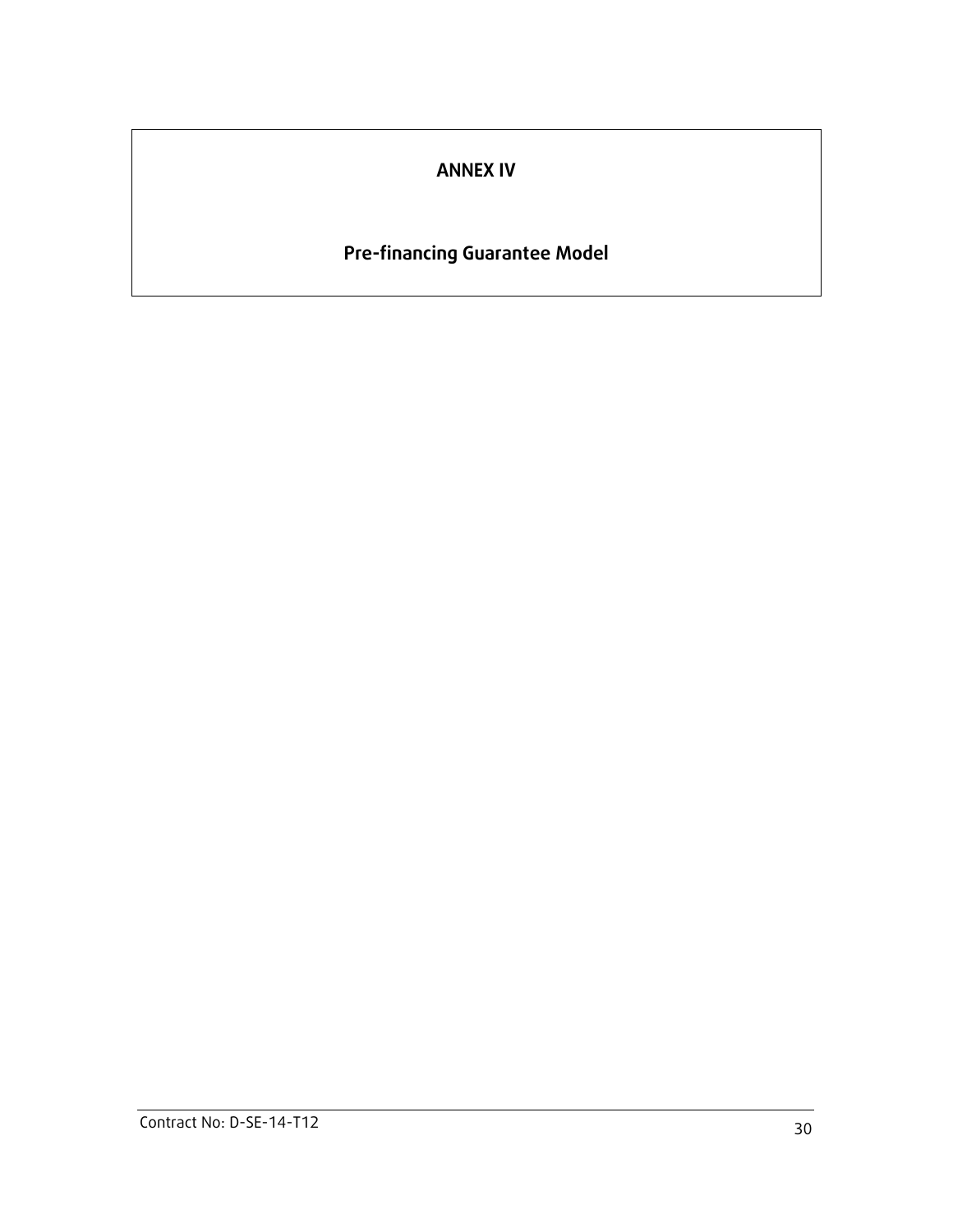# ANNEX IV

## Pre-financing Guarantee Model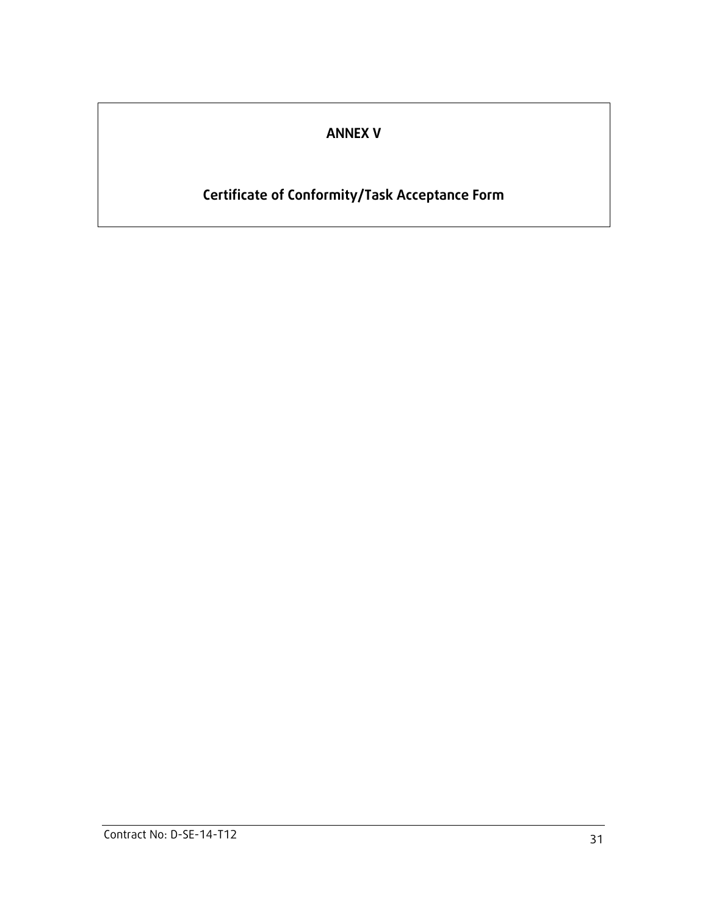# ANNEX V

## Certificate of Conformity/Task Acceptance Form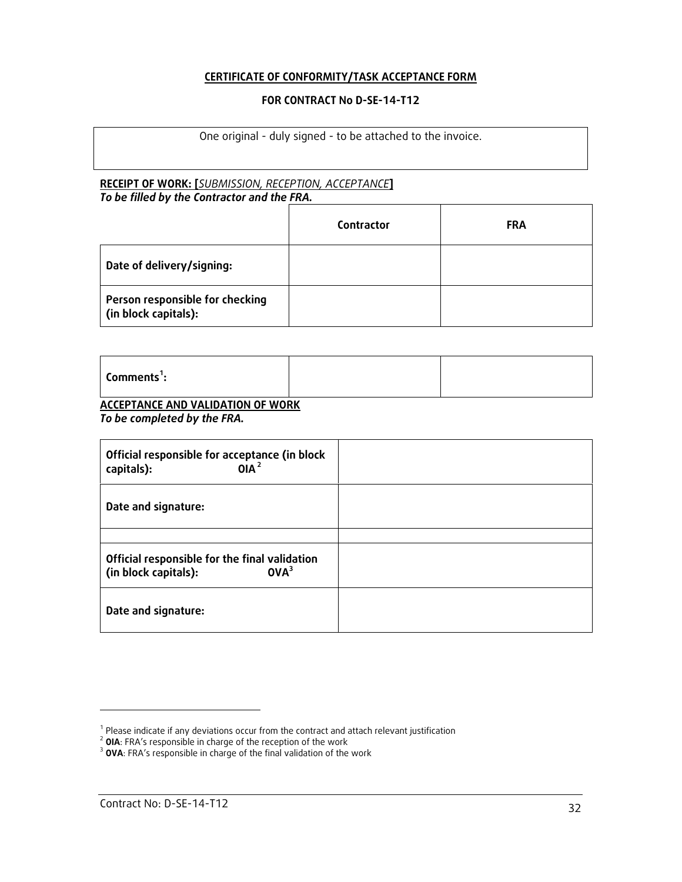**CERTIFICATE OF CONFORMITY/TASK ACCEPTANCE FORM**

**FOR CONTRACT No D-SE-14-T12**

| |
|---|
| One original - duly signed - to be attached to the invoice. |

**RECEIPT OF WORK: [*SUBMISSION, RECEPTION, ACCEPTANCE*]**
***To be filled by the Contractor and the FRA.***

| | Contractor | FRA |
|---|---|---|
| **Date of delivery/signing:** | | |
| **Person responsible for checking (in block capitals):** | | |

| | | |
|---|---|---|
| **Comments[1]:** | | |

**ACCEPTANCE AND VALIDATION OF WORK**
***To be completed by the FRA.***

| | |
|---|---|
| **Official responsible for acceptance (in block capitals): OIA[2]** | |
| **Date and signature:** | |
| | |
| **Official responsible for the final validation (in block capitals): OVA[3]** | |
| **Date and signature:** | |

[1] Please indicate if any deviations occur from the contract and attach relevant justification
[2] **OIA**: FRA's responsible in charge of the reception of the work
[3] **OVA**: FRA's responsible in charge of the final validation of the work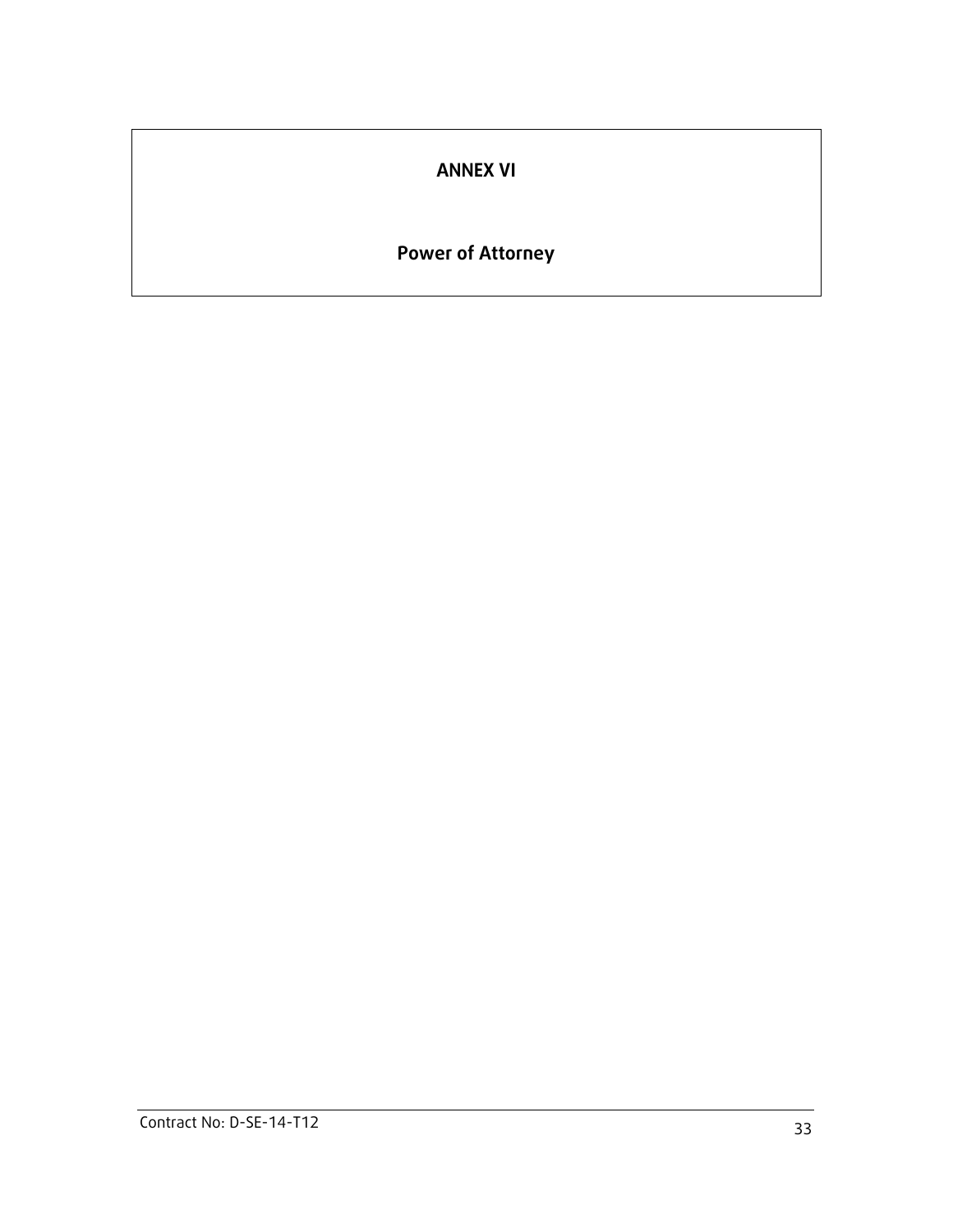# ANNEX VI

# Power of Attorney